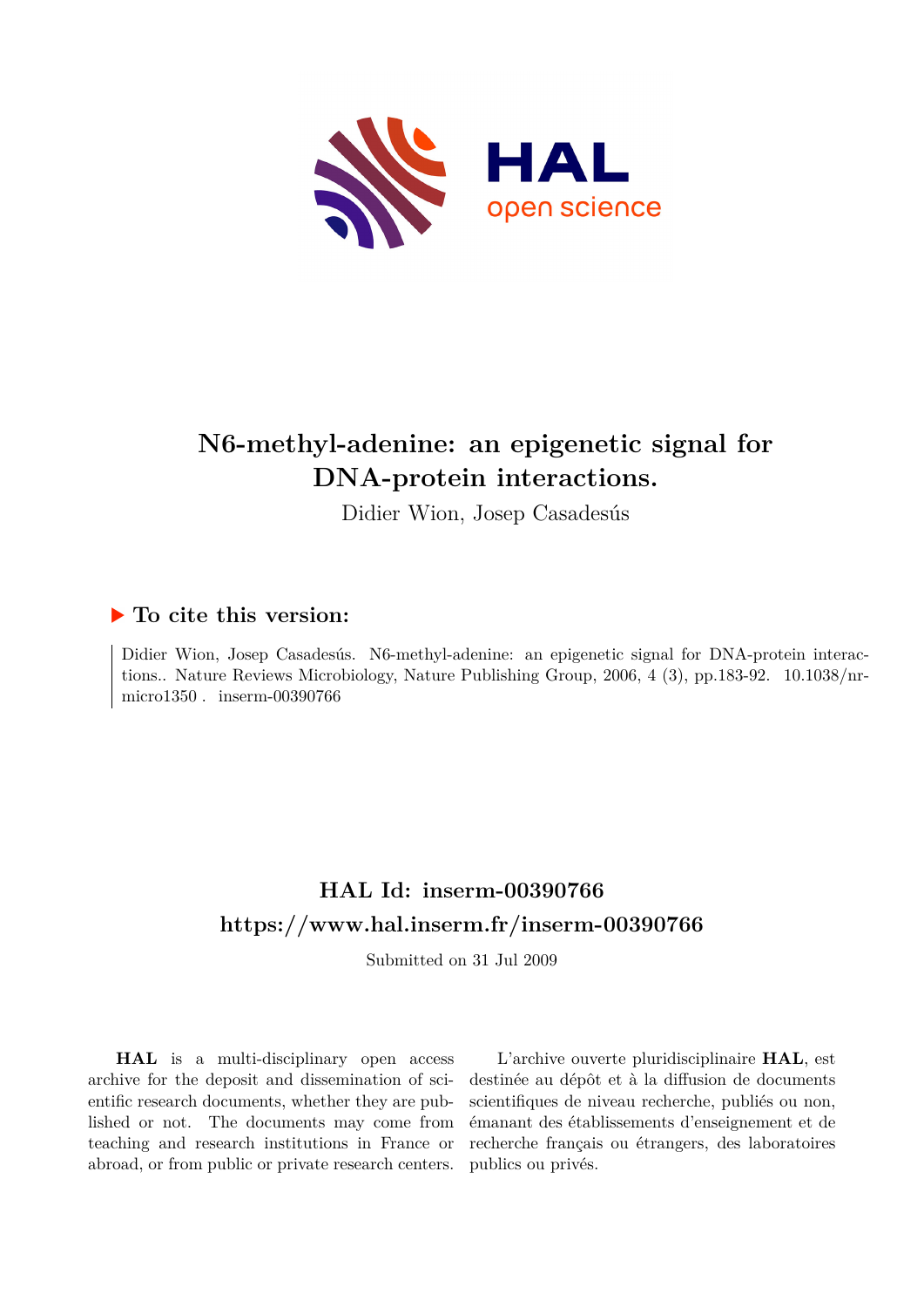# N6-methyl-adenine: an epigenetic signal for DNA-protein interactions.

Didier Wion, Josep Casadesús

## ▶ To cite this version:

Didier Wion, Josep Casadesús. N6-methyl-adenine: an epigenetic signal for DNA-protein interactions.. Nature Reviews Microbiology, Nature Publishing Group, 2006, 4 (3), pp.183-92. 10.1038/nrmicro1350 . inserm-00390766

## HAL Id: inserm-00390766

## https://www.hal.inserm.fr/inserm-00390766

Submitted on 31 Jul 2009

**HAL** is a multi-disciplinary open access archive for the deposit and dissemination of scientific research documents, whether they are published or not. The documents may come from teaching and research institutions in France or abroad, or from public or private research centers.

L'archive ouverte pluridisciplinaire **HAL**, est destinée au dépôt et à la diffusion de documents scientifiques de niveau recherche, publiés ou non, émanant des établissements d'enseignement et de recherche français ou étrangers, des laboratoires publics ou privés.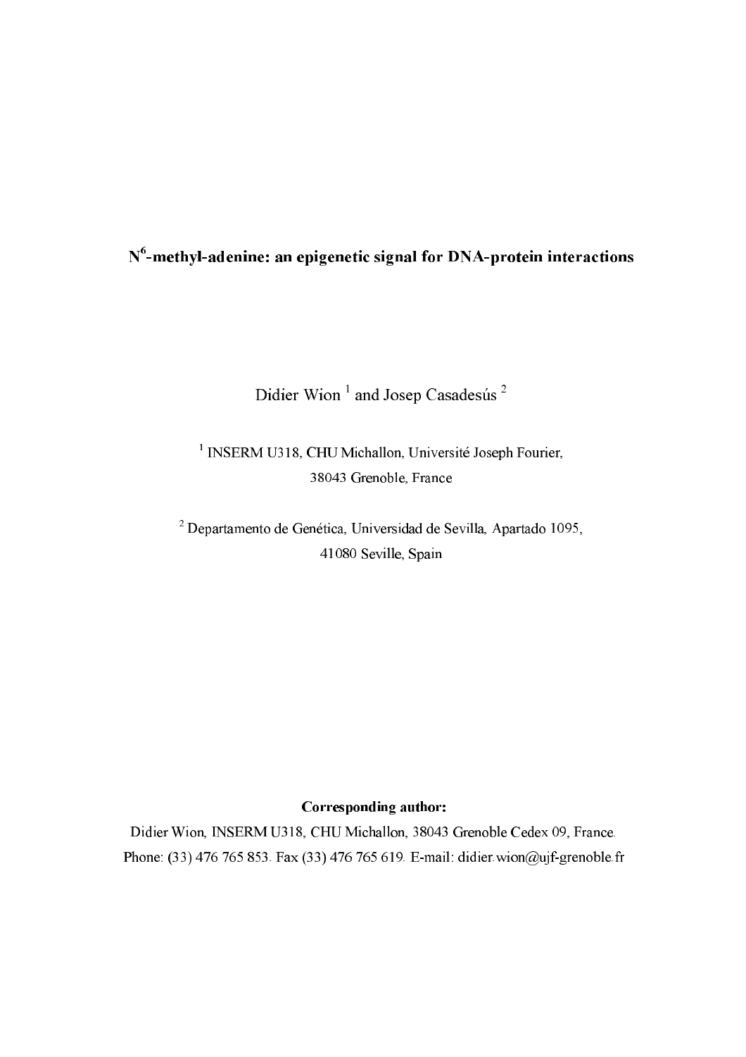# N6-methyl-adenine: an epigenetic signal for DNA-protein interactions

Didier Wion [1] and Josep Casadesús [2]

[1] INSERM U318, CHU Michallon, Université Joseph Fourier, 38043 Grenoble, France

[2] Departamento de Genética, Universidad de Sevilla, Apartado 1095, 41080 Seville, Spain

**Corresponding author:**

Didier Wion, INSERM U318, CHU Michallon, 38043 Grenoble Cedex 09, France.
Phone: (33) 476 765 853. Fax (33) 476 765 619. E-mail: didier.wion@ujf-grenoble.fr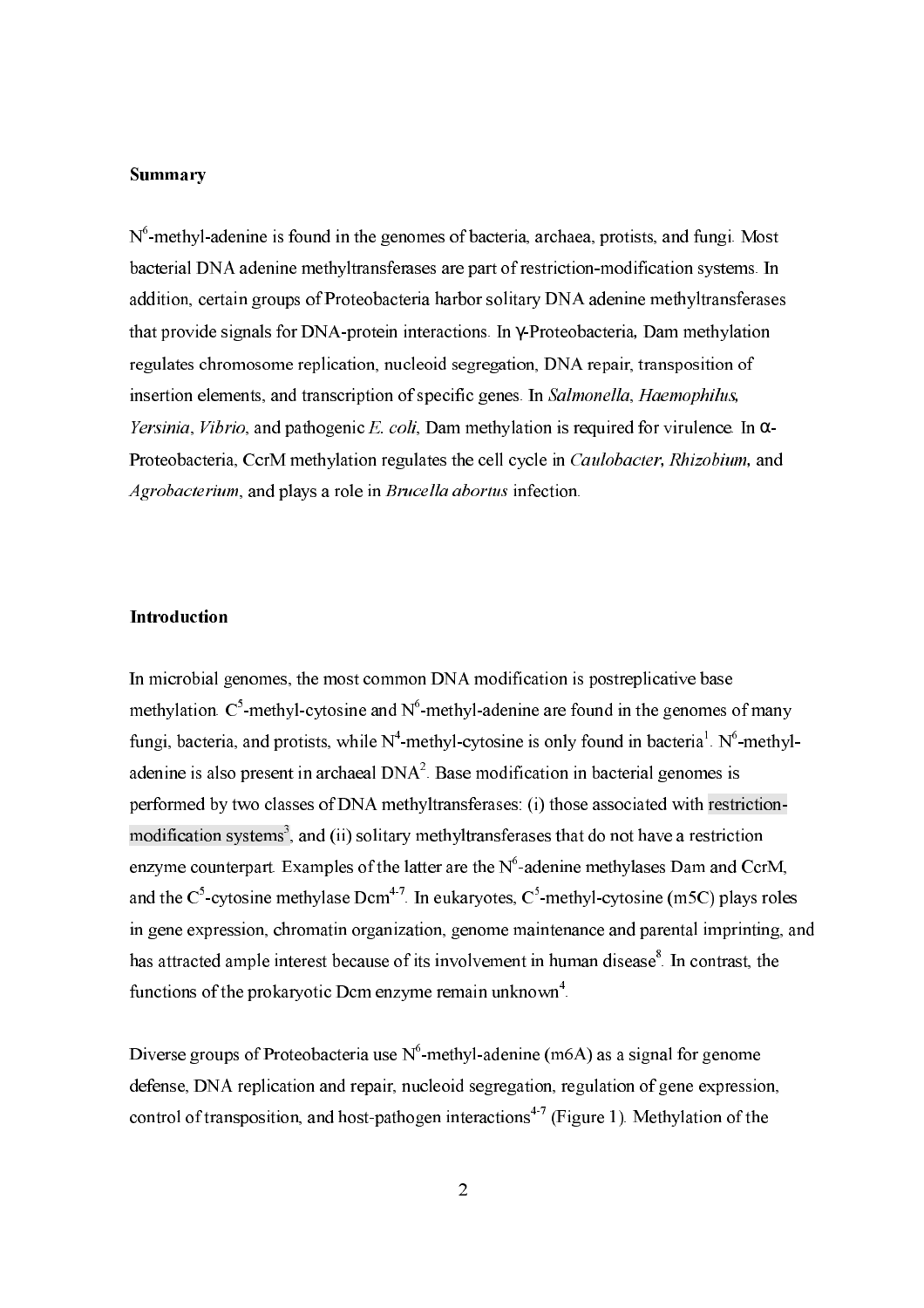## Summary

$N^6$-methyl-adenine is found in the genomes of bacteria, archaea, protists, and fungi. Most bacterial DNA adenine methyltransferases are part of restriction-modification systems. In addition, certain groups of Proteobacteria harbor solitary DNA adenine methyltransferases that provide signals for DNA-protein interactions. In γ-Proteobacteria, Dam methylation regulates chromosome replication, nucleoid segregation, DNA repair, transposition of insertion elements, and transcription of specific genes. In *Salmonella*, *Haemophilus*, *Yersinia*, *Vibrio*, and pathogenic *E. coli*, Dam methylation is required for virulence. In α-Proteobacteria, CcrM methylation regulates the cell cycle in *Caulobacter*, *Rhizobium*, and *Agrobacterium*, and plays a role in *Brucella abortus* infection.

## Introduction

In microbial genomes, the most common DNA modification is postreplicative base methylation. $C^5$-methyl-cytosine and $N^6$-methyl-adenine are found in the genomes of many fungi, bacteria, and protists, while $N^4$-methyl-cytosine is only found in bacteria[1]. $N^6$-methyl-adenine is also present in archaeal DNA[2]. Base modification in bacterial genomes is performed by two classes of DNA methyltransferases: (i) those associated with restriction-modification systems[3], and (ii) solitary methyltransferases that do not have a restriction enzyme counterpart. Examples of the latter are the $N^6$-adenine methylases Dam and CcrM, and the $C^5$-cytosine methylase Dcm[4-7]. In eukaryotes, $C^5$-methyl-cytosine (m5C) plays roles in gene expression, chromatin organization, genome maintenance and parental imprinting, and has attracted ample interest because of its involvement in human disease[8]. In contrast, the functions of the prokaryotic Dcm enzyme remain unknown[4].

Diverse groups of Proteobacteria use $N^6$-methyl-adenine (m6A) as a signal for genome defense, DNA replication and repair, nucleoid segregation, regulation of gene expression, control of transposition, and host-pathogen interactions[4-7] (Figure 1). Methylation of the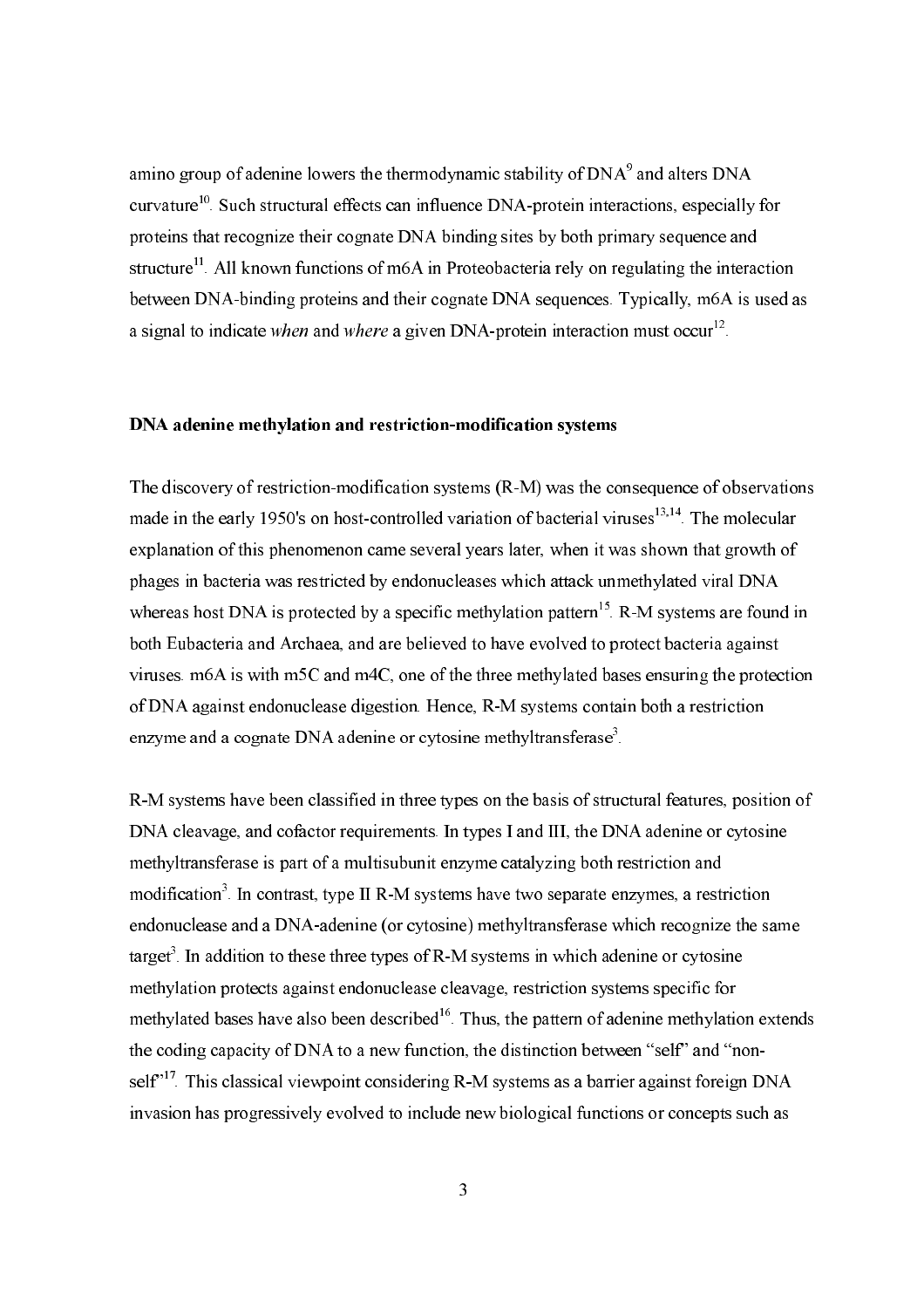amino group of adenine lowers the thermodynamic stability of DNA[9] and alters DNA curvature[10]. Such structural effects can influence DNA-protein interactions, especially for proteins that recognize their cognate DNA binding sites by both primary sequence and structure[11]. All known functions of m6A in Proteobacteria rely on regulating the interaction between DNA-binding proteins and their cognate DNA sequences. Typically, m6A is used as a signal to indicate *when* and *where* a given DNA-protein interaction must occur[12].

**DNA adenine methylation and restriction-modification systems**

The discovery of restriction-modification systems (R-M) was the consequence of observations made in the early 1950's on host-controlled variation of bacterial viruses[13,14]. The molecular explanation of this phenomenon came several years later, when it was shown that growth of phages in bacteria was restricted by endonucleases which attack unmethylated viral DNA whereas host DNA is protected by a specific methylation pattern[15]. R-M systems are found in both Eubacteria and Archaea, and are believed to have evolved to protect bacteria against viruses. m6A is with m5C and m4C, one of the three methylated bases ensuring the protection of DNA against endonuclease digestion. Hence, R-M systems contain both a restriction enzyme and a cognate DNA adenine or cytosine methyltransferase[3].

R-M systems have been classified in three types on the basis of structural features, position of DNA cleavage, and cofactor requirements. In types I and III, the DNA adenine or cytosine methyltransferase is part of a multisubunit enzyme catalyzing both restriction and modification[3]. In contrast, type II R-M systems have two separate enzymes, a restriction endonuclease and a DNA-adenine (or cytosine) methyltransferase which recognize the same target[3]. In addition to these three types of R-M systems in which adenine or cytosine methylation protects against endonuclease cleavage, restriction systems specific for methylated bases have also been described[16]. Thus, the pattern of adenine methylation extends the coding capacity of DNA to a new function, the distinction between "self" and "non-self"[17]. This classical viewpoint considering R-M systems as a barrier against foreign DNA invasion has progressively evolved to include new biological functions or concepts such as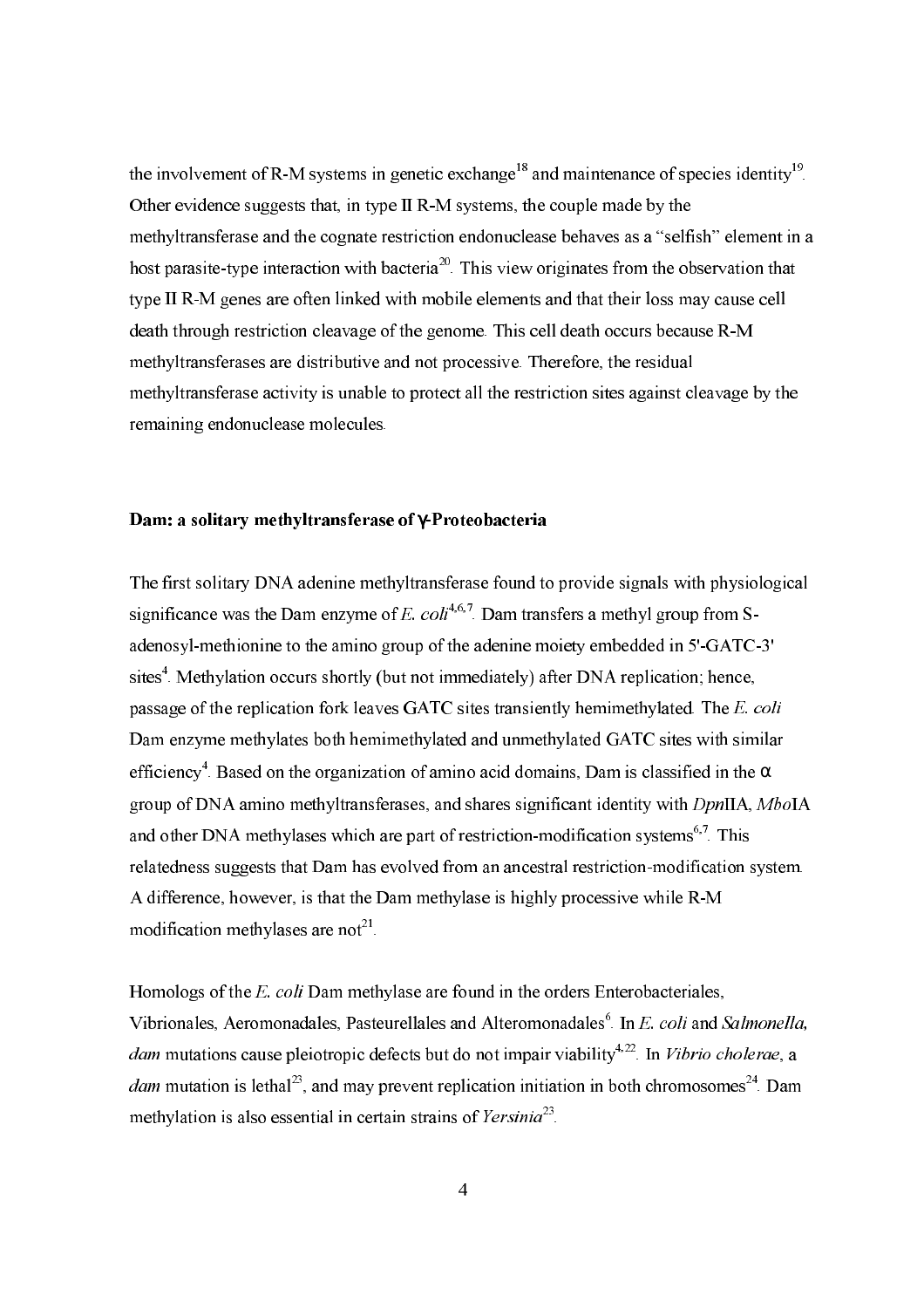the involvement of R-M systems in genetic exchange[18] and maintenance of species identity[19]. Other evidence suggests that, in type II R-M systems, the couple made by the methyltransferase and the cognate restriction endonuclease behaves as a "selfish" element in a host parasite-type interaction with bacteria[20]. This view originates from the observation that type II R-M genes are often linked with mobile elements and that their loss may cause cell death through restriction cleavage of the genome. This cell death occurs because R-M methyltransferases are distributive and not processive. Therefore, the residual methyltransferase activity is unable to protect all the restriction sites against cleavage by the remaining endonuclease molecules.

## Dam: a solitary methyltransferase of γ-Proteobacteria

The first solitary DNA adenine methyltransferase found to provide signals with physiological significance was the Dam enzyme of *E. coli*[4,6,7]. Dam transfers a methyl group from S-adenosyl-methionine to the amino group of the adenine moiety embedded in 5'-GATC-3' sites[4]. Methylation occurs shortly (but not immediately) after DNA replication; hence, passage of the replication fork leaves GATC sites transiently hemimethylated. The *E. coli* Dam enzyme methylates both hemimethylated and unmethylated GATC sites with similar efficiency[4]. Based on the organization of amino acid domains, Dam is classified in the α group of DNA amino methyltransferases, and shares significant identity with *Dpn*IIA, *Mbo*IA and other DNA methylases which are part of restriction-modification systems[6,7]. This relatedness suggests that Dam has evolved from an ancestral restriction-modification system. A difference, however, is that the Dam methylase is highly processive while R-M modification methylases are not[21].

Homologs of the *E. coli* Dam methylase are found in the orders Enterobacteriales, Vibrionales, Aeromonadales, Pasteurellales and Alteromonadales[6]. In *E. coli* and *Salmonella*, *dam* mutations cause pleiotropic defects but do not impair viability[4,22]. In *Vibrio cholerae*, a *dam* mutation is lethal[23], and may prevent replication initiation in both chromosomes[24]. Dam methylation is also essential in certain strains of *Yersinia*[23].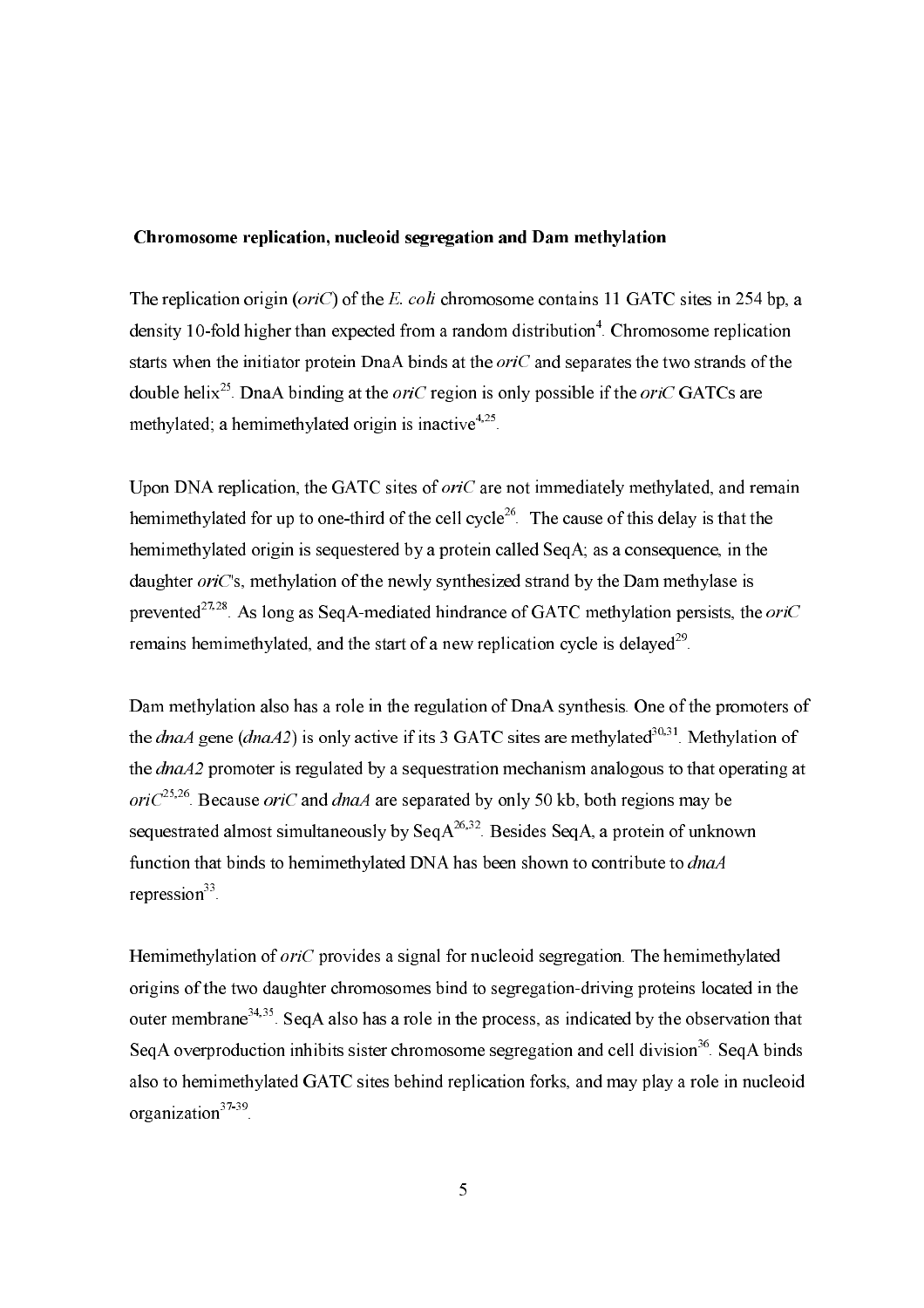**Chromosome replication, nucleoid segregation and Dam methylation**

The replication origin (*oriC*) of the *E. coli* chromosome contains 11 GATC sites in 254 bp, a density 10-fold higher than expected from a random distribution[4]. Chromosome replication starts when the initiator protein DnaA binds at the *oriC* and separates the two strands of the double helix[25]. DnaA binding at the *oriC* region is only possible if the *oriC* GATCs are methylated; a hemimethylated origin is inactive[4,25].

Upon DNA replication, the GATC sites of *oriC* are not immediately methylated, and remain hemimethylated for up to one-third of the cell cycle[26]. The cause of this delay is that the hemimethylated origin is sequestered by a protein called SeqA; as a consequence, in the daughter *oriC*'s, methylation of the newly synthesized strand by the Dam methylase is prevented[27,28]. As long as SeqA-mediated hindrance of GATC methylation persists, the *oriC* remains hemimethylated, and the start of a new replication cycle is delayed[29].

Dam methylation also has a role in the regulation of DnaA synthesis. One of the promoters of the *dnaA* gene (*dnaA2*) is only active if its 3 GATC sites are methylated[30,31]. Methylation of the *dnaA2* promoter is regulated by a sequestration mechanism analogous to that operating at *oriC*[25,26]. Because *oriC* and *dnaA* are separated by only 50 kb, both regions may be sequestrated almost simultaneously by SeqA[26,32]. Besides SeqA, a protein of unknown function that binds to hemimethylated DNA has been shown to contribute to *dnaA* repression[33].

Hemimethylation of *oriC* provides a signal for nucleoid segregation. The hemimethylated origins of the two daughter chromosomes bind to segregation-driving proteins located in the outer membrane[34,35]. SeqA also has a role in the process, as indicated by the observation that SeqA overproduction inhibits sister chromosome segregation and cell division[36]. SeqA binds also to hemimethylated GATC sites behind replication forks, and may play a role in nucleoid organization[37-39].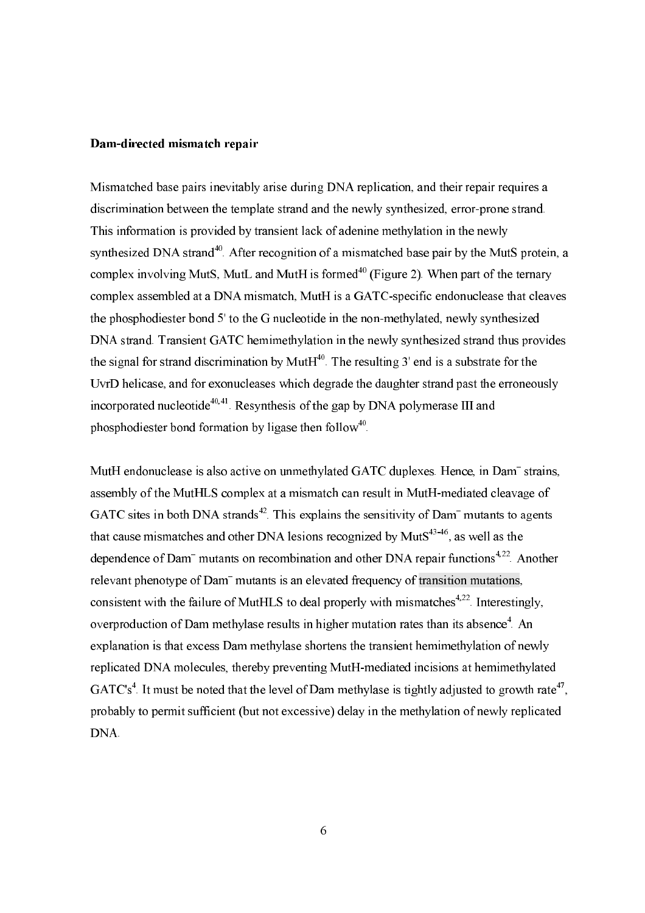**Dam-directed mismatch repair**

Mismatched base pairs inevitably arise during DNA replication, and their repair requires a discrimination between the template strand and the newly synthesized, error-prone strand. This information is provided by transient lack of adenine methylation in the newly synthesized DNA strand[40]. After recognition of a mismatched base pair by the MutS protein, a complex involving MutS, MutL and MutH is formed[40] (Figure 2). When part of the ternary complex assembled at a DNA mismatch, MutH is a GATC-specific endonuclease that cleaves the phosphodiester bond 5' to the G nucleotide in the non-methylated, newly synthesized DNA strand. Transient GATC hemimethylation in the newly synthesized strand thus provides the signal for strand discrimination by MutH[40]. The resulting 3' end is a substrate for the UvrD helicase, and for exonucleases which degrade the daughter strand past the erroneously incorporated nucleotide[40,41]. Resynthesis of the gap by DNA polymerase III and phosphodiester bond formation by ligase then follow[40].

MutH endonuclease is also active on unmethylated GATC duplexes. Hence, in Dam$^-$ strains, assembly of the MutHLS complex at a mismatch can result in MutH-mediated cleavage of GATC sites in both DNA strands[42]. This explains the sensitivity of Dam$^-$ mutants to agents that cause mismatches and other DNA lesions recognized by MutS[43-46], as well as the dependence of Dam$^-$ mutants on recombination and other DNA repair functions[4,22]. Another relevant phenotype of Dam$^-$ mutants is an elevated frequency of transition mutations, consistent with the failure of MutHLS to deal properly with mismatches[4,22]. Interestingly, overproduction of Dam methylase results in higher mutation rates than its absence[4]. An explanation is that excess Dam methylase shortens the transient hemimethylation of newly replicated DNA molecules, thereby preventing MutH-mediated incisions at hemimethylated GATC's[4]. It must be noted that the level of Dam methylase is tightly adjusted to growth rate[47], probably to permit sufficient (but not excessive) delay in the methylation of newly replicated DNA.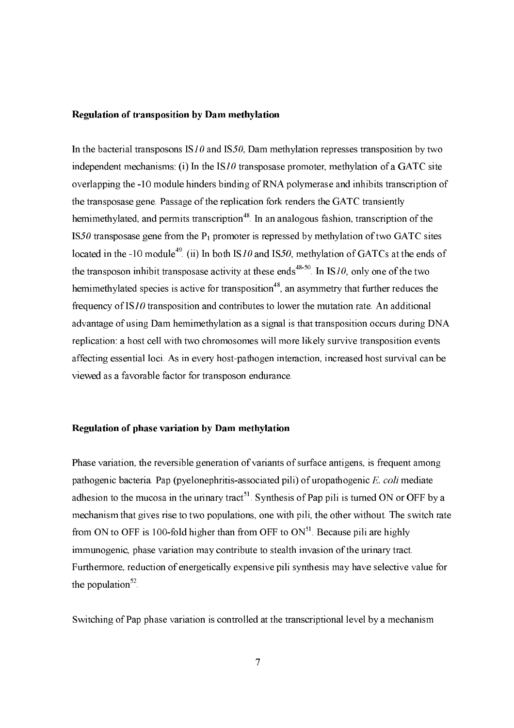## Regulation of transposition by Dam methylation

In the bacterial transposons IS*10* and IS*50*, Dam methylation represses transposition by two independent mechanisms: (i) In the IS*10* transposase promoter, methylation of a GATC site overlapping the -10 module hinders binding of RNA polymerase and inhibits transcription of the transposase gene. Passage of the replication fork renders the GATC transiently hemimethylated, and permits transcription[48]. In an analogous fashion, transcription of the IS*50* transposase gene from the $P_1$ promoter is repressed by methylation of two GATC sites located in the -10 module[49]. (ii) In both IS*10* and IS*50*, methylation of GATCs at the ends of the transposon inhibit transposase activity at these ends[48-50]. In IS*10*, only one of the two hemimethylated species is active for transposition[48], an asymmetry that further reduces the frequency of IS*10* transposition and contributes to lower the mutation rate. An additional advantage of using Dam hemimethylation as a signal is that transposition occurs during DNA replication: a host cell with two chromosomes will more likely survive transposition events affecting essential loci. As in every host-pathogen interaction, increased host survival can be viewed as a favorable factor for transposon endurance.

## Regulation of phase variation by Dam methylation

Phase variation, the reversible generation of variants of surface antigens, is frequent among pathogenic bacteria. Pap (pyelonephritis-associated pili) of uropathogenic *E. coli* mediate adhesion to the mucosa in the urinary tract[51]. Synthesis of Pap pili is turned ON or OFF by a mechanism that gives rise to two populations, one with pili, the other without. The switch rate from ON to OFF is 100-fold higher than from OFF to ON[51]. Because pili are highly immunogenic, phase variation may contribute to stealth invasion of the urinary tract. Furthermore, reduction of energetically expensive pili synthesis may have selective value for the population[52].

Switching of Pap phase variation is controlled at the transcriptional level by a mechanism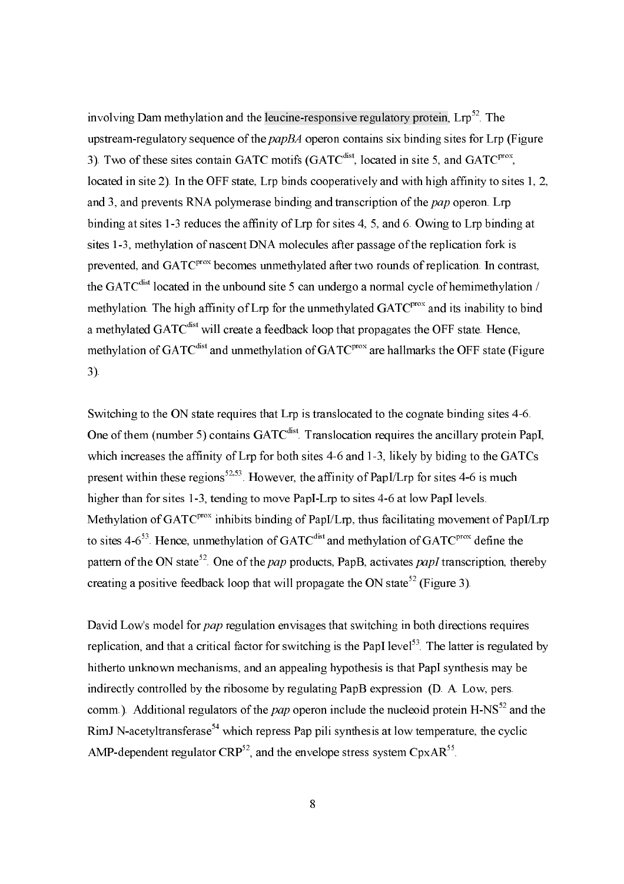involving Dam methylation and the leucine-responsive regulatory protein, Lrp[52]. The upstream-regulatory sequence of the *papBA* operon contains six binding sites for Lrp (Figure 3). Two of these sites contain GATC motifs (GATC$^{dist}$, located in site 5, and GATC$^{prox}$, located in site 2). In the OFF state, Lrp binds cooperatively and with high affinity to sites 1, 2, and 3, and prevents RNA polymerase binding and transcription of the *pap* operon. Lrp binding at sites 1-3 reduces the affinity of Lrp for sites 4, 5, and 6. Owing to Lrp binding at sites 1-3, methylation of nascent DNA molecules after passage of the replication fork is prevented, and GATC$^{prox}$ becomes unmethylated after two rounds of replication. In contrast, the GATC$^{dist}$ located in the unbound site 5 can undergo a normal cycle of hemimethylation / methylation. The high affinity of Lrp for the unmethylated GATC$^{prox}$ and its inability to bind a methylated GATC$^{dist}$ will create a feedback loop that propagates the OFF state. Hence, methylation of GATC$^{dist}$ and unmethylation of GATC$^{prox}$ are hallmarks the OFF state (Figure 3).

Switching to the ON state requires that Lrp is translocated to the cognate binding sites 4-6. One of them (number 5) contains GATC$^{dist}$. Translocation requires the ancillary protein PapI, which increases the affinity of Lrp for both sites 4-6 and 1-3, likely by biding to the GATCs present within these regions[52,53]. However, the affinity of PapI/Lrp for sites 4-6 is much higher than for sites 1-3, tending to move PapI-Lrp to sites 4-6 at low PapI levels. Methylation of GATC$^{prox}$ inhibits binding of PapI/Lrp, thus facilitating movement of PapI/Lrp to sites 4-6[53]. Hence, unmethylation of GATC$^{dist}$ and methylation of GATC$^{prox}$ define the pattern of the ON state[52]. One of the *pap* products, PapB, activates *papI* transcription, thereby creating a positive feedback loop that will propagate the ON state[52] (Figure 3).

David Low's model for *pap* regulation envisages that switching in both directions requires replication, and that a critical factor for switching is the PapI level[53]. The latter is regulated by hitherto unknown mechanisms, and an appealing hypothesis is that PapI synthesis may be indirectly controlled by the ribosome by regulating PapB expression (D. A. Low, pers. comm.). Additional regulators of the *pap* operon include the nucleoid protein H-NS[52] and the RimJ N-acetyltransferase[54] which repress Pap pili synthesis at low temperature, the cyclic AMP-dependent regulator CRP[52], and the envelope stress system CpxAR[55].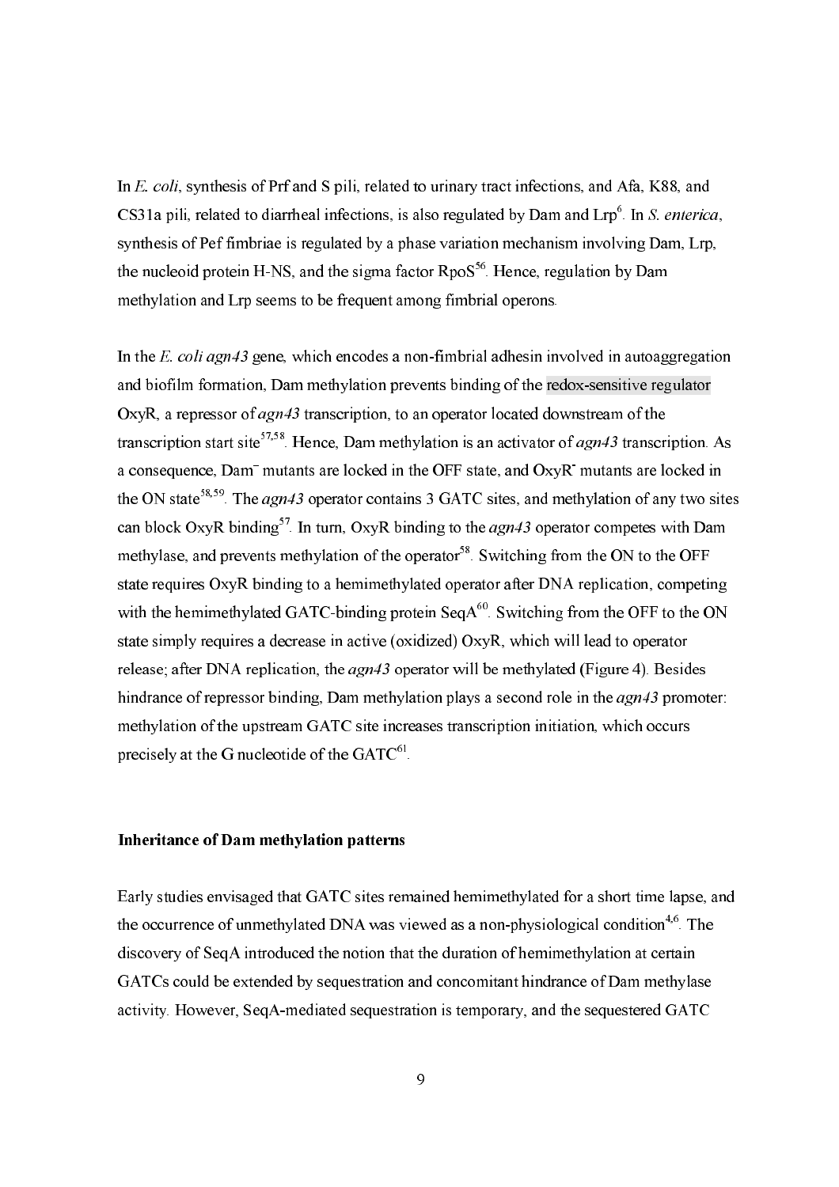In *E. coli*, synthesis of Prf and S pili, related to urinary tract infections, and Afa, K88, and CS31a pili, related to diarrheal infections, is also regulated by Dam and Lrp[6]. In *S. enterica*, synthesis of Pef fimbriae is regulated by a phase variation mechanism involving Dam, Lrp, the nucleoid protein H-NS, and the sigma factor RpoS[56]. Hence, regulation by Dam methylation and Lrp seems to be frequent among fimbrial operons.

In the *E. coli agn43* gene, which encodes a non-fimbrial adhesin involved in autoaggregation and biofilm formation, Dam methylation prevents binding of the redox-sensitive regulator OxyR, a repressor of *agn43* transcription, to an operator located downstream of the transcription start site[57,58]. Hence, Dam methylation is an activator of *agn43* transcription. As a consequence, Dam$^-$ mutants are locked in the OFF state, and OxyR$^-$ mutants are locked in the ON state[58,59]. The *agn43* operator contains 3 GATC sites, and methylation of any two sites can block OxyR binding[57]. In turn, OxyR binding to the *agn43* operator competes with Dam methylase, and prevents methylation of the operator[58]. Switching from the ON to the OFF state requires OxyR binding to a hemimethylated operator after DNA replication, competing with the hemimethylated GATC-binding protein SeqA[60]. Switching from the OFF to the ON state simply requires a decrease in active (oxidized) OxyR, which will lead to operator release; after DNA replication, the *agn43* operator will be methylated (Figure 4). Besides hindrance of repressor binding, Dam methylation plays a second role in the *agn43* promoter: methylation of the upstream GATC site increases transcription initiation, which occurs precisely at the G nucleotide of the GATC[61].

### Inheritance of Dam methylation patterns

Early studies envisaged that GATC sites remained hemimethylated for a short time lapse, and the occurrence of unmethylated DNA was viewed as a non-physiological condition[4,6]. The discovery of SeqA introduced the notion that the duration of hemimethylation at certain GATCs could be extended by sequestration and concomitant hindrance of Dam methylase activity. However, SeqA-mediated sequestration is temporary, and the sequestered GATC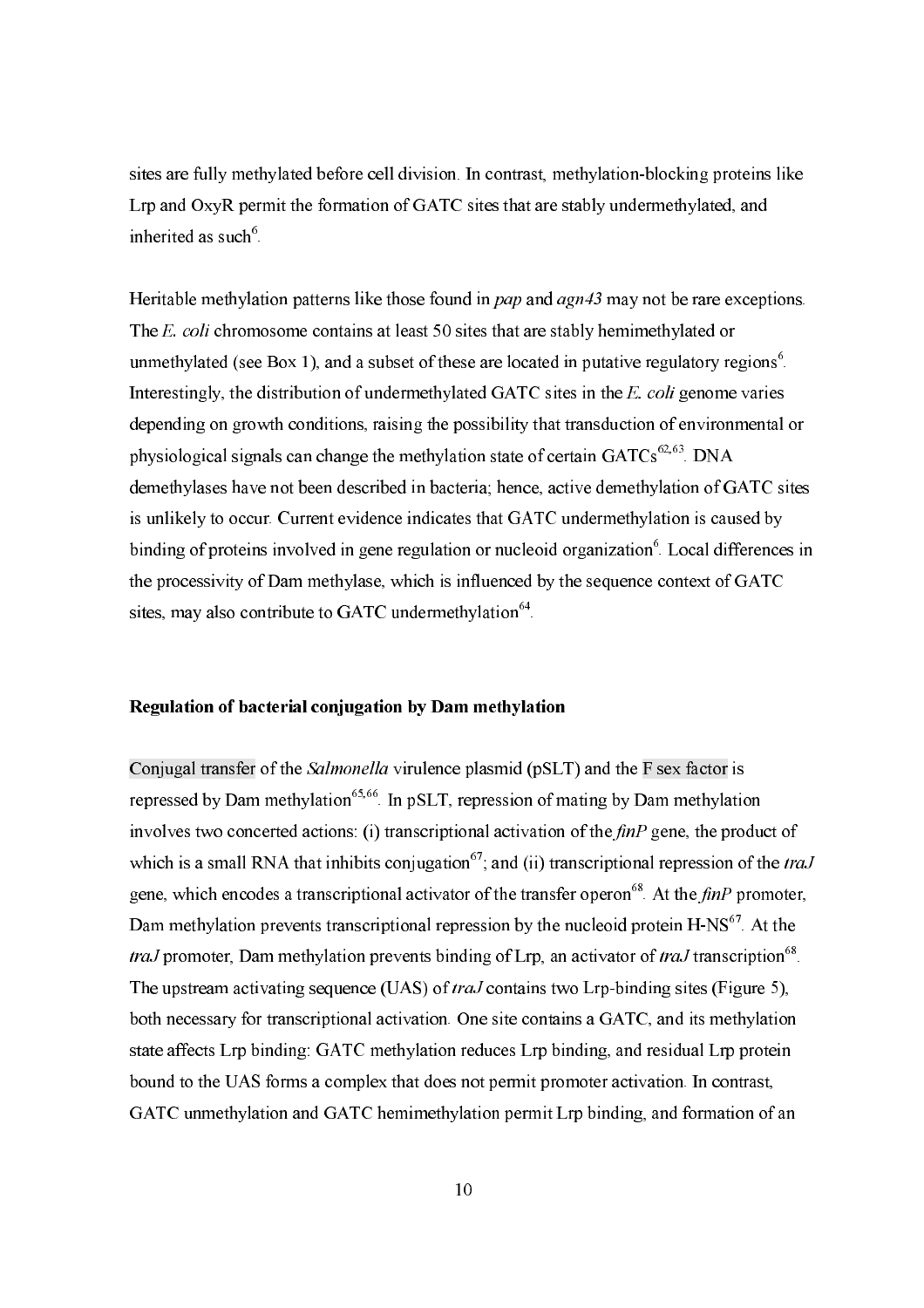sites are fully methylated before cell division. In contrast, methylation-blocking proteins like Lrp and OxyR permit the formation of GATC sites that are stably undermethylated, and inherited as such[6].

Heritable methylation patterns like those found in *pap* and *agn43* may not be rare exceptions. The *E. coli* chromosome contains at least 50 sites that are stably hemimethylated or unmethylated (see Box 1), and a subset of these are located in putative regulatory regions[6]. Interestingly, the distribution of undermethylated GATC sites in the *E. coli* genome varies depending on growth conditions, raising the possibility that transduction of environmental or physiological signals can change the methylation state of certain GATCs[62,63]. DNA demethylases have not been described in bacteria; hence, active demethylation of GATC sites is unlikely to occur. Current evidence indicates that GATC undermethylation is caused by binding of proteins involved in gene regulation or nucleoid organization[6]. Local differences in the processivity of Dam methylase, which is influenced by the sequence context of GATC sites, may also contribute to GATC undermethylation[64].

## Regulation of bacterial conjugation by Dam methylation

Conjugal transfer of the *Salmonella* virulence plasmid (pSLT) and the F sex factor is repressed by Dam methylation[65,66]. In pSLT, repression of mating by Dam methylation involves two concerted actions: (i) transcriptional activation of the *finP* gene, the product of which is a small RNA that inhibits conjugation[67]; and (ii) transcriptional repression of the *traJ* gene, which encodes a transcriptional activator of the transfer operon[68]. At the *finP* promoter, Dam methylation prevents transcriptional repression by the nucleoid protein H-NS[67]. At the *traJ* promoter, Dam methylation prevents binding of Lrp, an activator of *traJ* transcription[68]. The upstream activating sequence (UAS) of *traJ* contains two Lrp-binding sites (Figure 5), both necessary for transcriptional activation. One site contains a GATC, and its methylation state affects Lrp binding: GATC methylation reduces Lrp binding, and residual Lrp protein bound to the UAS forms a complex that does not permit promoter activation. In contrast, GATC unmethylation and GATC hemimethylation permit Lrp binding, and formation of an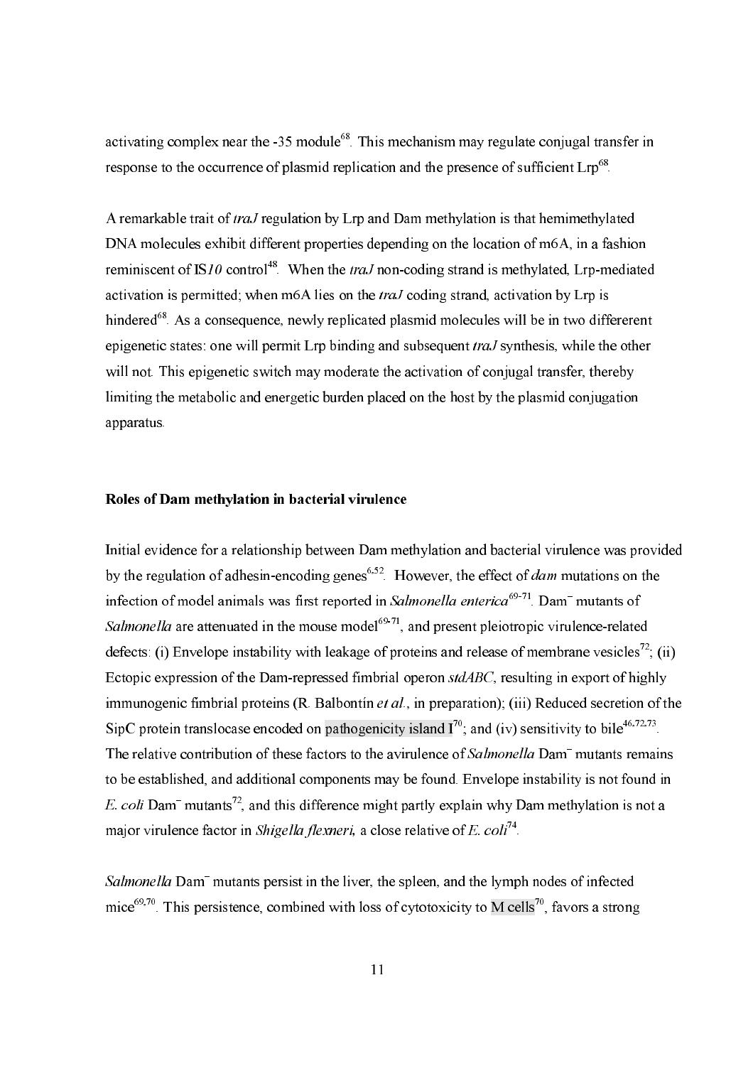activating complex near the -35 module[68]. This mechanism may regulate conjugal transfer in response to the occurrence of plasmid replication and the presence of sufficient Lrp[68].

A remarkable trait of *traJ* regulation by Lrp and Dam methylation is that hemimethylated DNA molecules exhibit different properties depending on the location of m6A, in a fashion reminiscent of IS*10* control[48]. When the *traJ* non-coding strand is methylated, Lrp-mediated activation is permitted; when m6A lies on the *traJ* coding strand, activation by Lrp is hindered[68]. As a consequence, newly replicated plasmid molecules will be in two differerent epigenetic states: one will permit Lrp binding and subsequent *traJ* synthesis, while the other will not. This epigenetic switch may moderate the activation of conjugal transfer, thereby limiting the metabolic and energetic burden placed on the host by the plasmid conjugation apparatus.

**Roles of Dam methylation in bacterial virulence**

Initial evidence for a relationship between Dam methylation and bacterial virulence was provided by the regulation of adhesin-encoding genes[6,52]. However, the effect of *dam* mutations on the infection of model animals was first reported in *Salmonella enterica*[69-71]. Dam⁻ mutants of *Salmonella* are attenuated in the mouse model[69-71], and present pleiotropic virulence-related defects: (i) Envelope instability with leakage of proteins and release of membrane vesicles[72]; (ii) Ectopic expression of the Dam-repressed fimbrial operon *stdABC*, resulting in export of highly immunogenic fimbrial proteins (R. Balbontín *et al.*, in preparation); (iii) Reduced secretion of the SipC protein translocase encoded on pathogenicity island I[70]; and (iv) sensitivity to bile[46,72,73]. The relative contribution of these factors to the avirulence of *Salmonella* Dam⁻ mutants remains to be established, and additional components may be found. Envelope instability is not found in *E. coli* Dam⁻ mutants[72], and this difference might partly explain why Dam methylation is not a major virulence factor in *Shigella flexneri,* a close relative of *E. coli*[74].

*Salmonella* Dam⁻ mutants persist in the liver, the spleen, and the lymph nodes of infected mice[69,70]. This persistence, combined with loss of cytotoxicity to M cells[70], favors a strong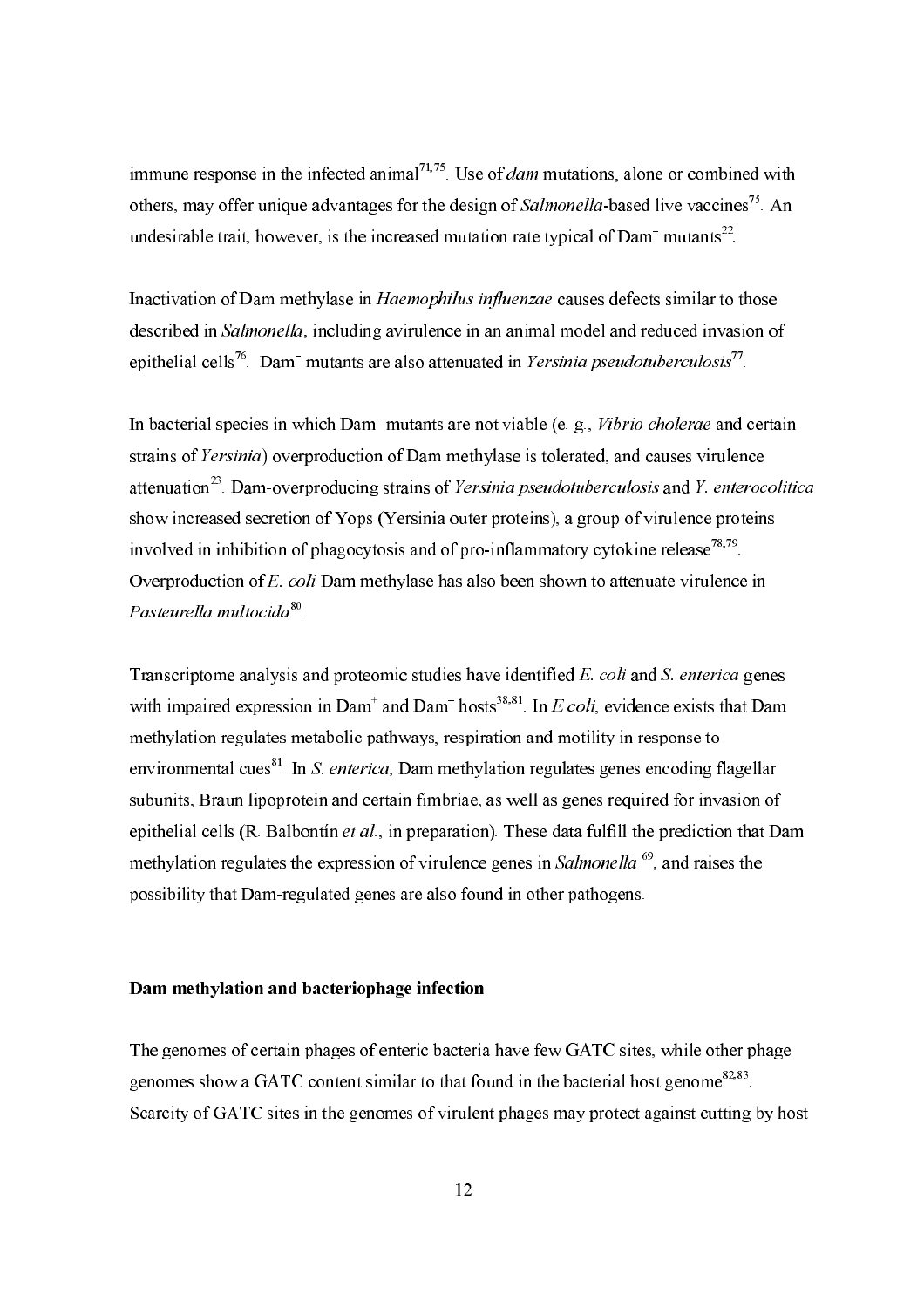immune response in the infected animal[71,75]. Use of *dam* mutations, alone or combined with others, may offer unique advantages for the design of *Salmonella*-based live vaccines[75]. An undesirable trait, however, is the increased mutation rate typical of Dam$^{-}$ mutants[22].

Inactivation of Dam methylase in *Haemophilus influenzae* causes defects similar to those described in *Salmonella*, including avirulence in an animal model and reduced invasion of epithelial cells[76]. Dam$^{-}$ mutants are also attenuated in *Yersinia pseudotuberculosis*[77].

In bacterial species in which Dam$^{-}$ mutants are not viable (e. g., *Vibrio cholerae* and certain strains of *Yersinia*) overproduction of Dam methylase is tolerated, and causes virulence attenuation[23]. Dam-overproducing strains of *Yersinia pseudotuberculosis* and *Y. enterocolitica* show increased secretion of Yops (Yersinia outer proteins), a group of virulence proteins involved in inhibition of phagocytosis and of pro-inflammatory cytokine release[78,79]. Overproduction of *E. coli* Dam methylase has also been shown to attenuate virulence in *Pasteurella multocida*[80].

Transcriptome analysis and proteomic studies have identified *E. coli* and *S. enterica* genes with impaired expression in Dam$^{+}$ and Dam$^{-}$ hosts[38,81]. In *E coli*, evidence exists that Dam methylation regulates metabolic pathways, respiration and motility in response to environmental cues[81]. In *S. enterica*, Dam methylation regulates genes encoding flagellar subunits, Braun lipoprotein and certain fimbriae, as well as genes required for invasion of epithelial cells (R. Balbontín *et al.*, in preparation). These data fulfill the prediction that Dam methylation regulates the expression of virulence genes in *Salmonella* [69], and raises the possibility that Dam-regulated genes are also found in other pathogens.

**Dam methylation and bacteriophage infection**

The genomes of certain phages of enteric bacteria have few GATC sites, while other phage genomes show a GATC content similar to that found in the bacterial host genome[82,83]. Scarcity of GATC sites in the genomes of virulent phages may protect against cutting by host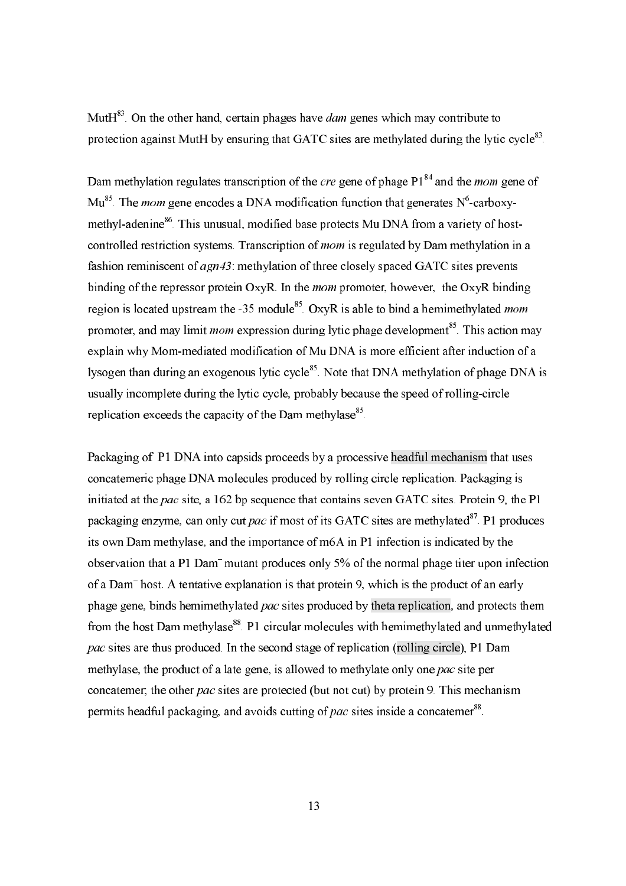MutH[83]. On the other hand, certain phages have *dam* genes which may contribute to protection against MutH by ensuring that GATC sites are methylated during the lytic cycle[83].

Dam methylation regulates transcription of the *cre* gene of phage P1[84] and the *mom* gene of Mu[85]. The *mom* gene encodes a DNA modification function that generates $N^6$-carboxy-methyl-adenine[86]. This unusual, modified base protects Mu DNA from a variety of host-controlled restriction systems. Transcription of *mom* is regulated by Dam methylation in a fashion reminiscent of *agn43*: methylation of three closely spaced GATC sites prevents binding of the repressor protein OxyR. In the *mom* promoter, however, the OxyR binding region is located upstream the -35 module[85]. OxyR is able to bind a hemimethylated *mom* promoter, and may limit *mom* expression during lytic phage development[85]. This action may explain why Mom-mediated modification of Mu DNA is more efficient after induction of a lysogen than during an exogenous lytic cycle[85]. Note that DNA methylation of phage DNA is usually incomplete during the lytic cycle, probably because the speed of rolling-circle replication exceeds the capacity of the Dam methylase[85].

Packaging of P1 DNA into capsids proceeds by a processive headful mechanism that uses concatemeric phage DNA molecules produced by rolling circle replication. Packaging is initiated at the *pac* site, a 162 bp sequence that contains seven GATC sites. Protein 9, the P1 packaging enzyme, can only cut *pac* if most of its GATC sites are methylated[87]. P1 produces its own Dam methylase, and the importance of m6A in P1 infection is indicated by the observation that a P1 Dam$^-$ mutant produces only 5% of the normal phage titer upon infection of a Dam$^-$ host. A tentative explanation is that protein 9, which is the product of an early phage gene, binds hemimethylated *pac* sites produced by theta replication, and protects them from the host Dam methylase[88]. P1 circular molecules with hemimethylated and unmethylated *pac* sites are thus produced. In the second stage of replication (rolling circle), P1 Dam methylase, the product of a late gene, is allowed to methylate only one *pac* site per concatemer; the other *pac* sites are protected (but not cut) by protein 9. This mechanism permits headful packaging, and avoids cutting of *pac* sites inside a concatemer[88].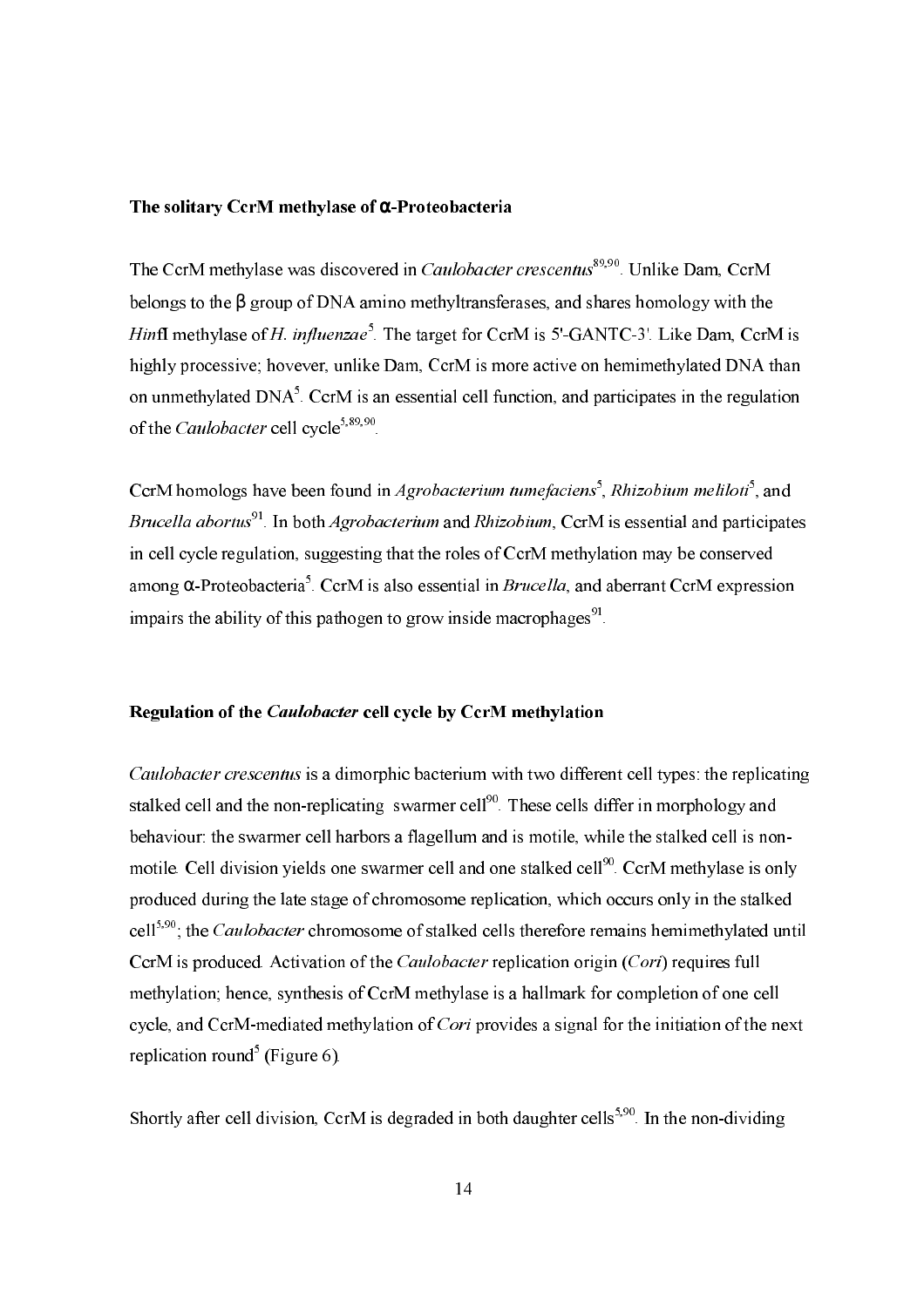### The solitary CcrM methylase of α-Proteobacteria

The CcrM methylase was discovered in *Caulobacter crescentus*[89,90]. Unlike Dam, CcrM belongs to the β group of DNA amino methyltransferases, and shares homology with the *Hin*fI methylase of *H. influenzae*[5]. The target for CcrM is 5'-GANTC-3'. Like Dam, CcrM is highly processive; hovever, unlike Dam, CcrM is more active on hemimethylated DNA than on unmethylated DNA[5]. CcrM is an essential cell function, and participates in the regulation of the *Caulobacter* cell cycle[5,89,90].

CcrM homologs have been found in *Agrobacterium tumefaciens*[5], *Rhizobium meliloti*[5], and *Brucella abortus*[91]. In both *Agrobacterium* and *Rhizobium*, CcrM is essential and participates in cell cycle regulation, suggesting that the roles of CcrM methylation may be conserved among α-Proteobacteria[5]. CcrM is also essential in *Brucella*, and aberrant CcrM expression impairs the ability of this pathogen to grow inside macrophages[91].

### Regulation of the *Caulobacter* cell cycle by CcrM methylation

*Caulobacter crescentus* is a dimorphic bacterium with two different cell types: the replicating stalked cell and the non-replicating swarmer cell[90]. These cells differ in morphology and behaviour: the swarmer cell harbors a flagellum and is motile, while the stalked cell is non-motile. Cell division yields one swarmer cell and one stalked cell[90]. CcrM methylase is only produced during the late stage of chromosome replication, which occurs only in the stalked cell[5,90]; the *Caulobacter* chromosome of stalked cells therefore remains hemimethylated until CcrM is produced. Activation of the *Caulobacter* replication origin (*Cori*) requires full methylation; hence, synthesis of CcrM methylase is a hallmark for completion of one cell cycle, and CcrM-mediated methylation of *Cori* provides a signal for the initiation of the next replication round[5] (Figure 6).

Shortly after cell division, CcrM is degraded in both daughter cells[5,90]. In the non-dividing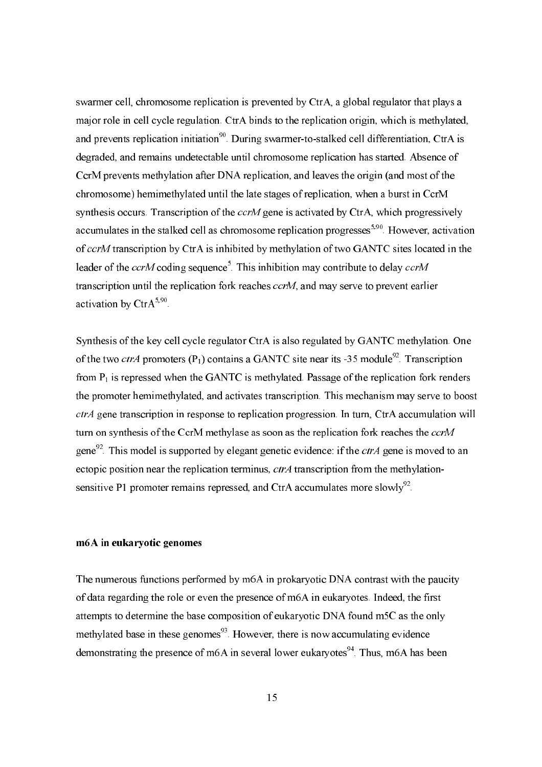swarmer cell, chromosome replication is prevented by CtrA, a global regulator that plays a major role in cell cycle regulation. CtrA binds to the replication origin, which is methylated, and prevents replication initiation[90]. During swarmer-to-stalked cell differentiation, CtrA is degraded, and remains undetectable until chromosome replication has started. Absence of CcrM prevents methylation after DNA replication, and leaves the origin (and most of the chromosome) hemimethylated until the late stages of replication, when a burst in CcrM synthesis occurs. Transcription of the *ccrM* gene is activated by CtrA, which progressively accumulates in the stalked cell as chromosome replication progresses[5,90]. However, activation of *ccrM* transcription by CtrA is inhibited by methylation of two GANTC sites located in the leader of the *ccrM* coding sequence[5]. This inhibition may contribute to delay *ccrM* transcription until the replication fork reaches *ccrM*, and may serve to prevent earlier activation by CtrA[5,90].

Synthesis of the key cell cycle regulator CtrA is also regulated by GANTC methylation. One of the two *ctrA* promoters ($P_1$) contains a GANTC site near its -35 module[92]. Transcription from $P_1$ is repressed when the GANTC is methylated. Passage of the replication fork renders the promoter hemimethylated, and activates transcription. This mechanism may serve to boost *ctrA* gene transcription in response to replication progression. In turn, CtrA accumulation will turn on synthesis of the CcrM methylase as soon as the replication fork reaches the *ccrM* gene[92]. This model is supported by elegant genetic evidence: if the *ctrA* gene is moved to an ectopic position near the replication terminus, *ctrA* transcription from the methylation-sensitive P1 promoter remains repressed, and CtrA accumulates more slowly[92].

**m6A in eukaryotic genomes**

The numerous functions performed by m6A in prokaryotic DNA contrast with the paucity of data regarding the role or even the presence of m6A in eukaryotes. Indeed, the first attempts to determine the base composition of eukaryotic DNA found m5C as the only methylated base in these genomes[93]. However, there is now accumulating evidence demonstrating the presence of m6A in several lower eukaryotes[94]. Thus, m6A has been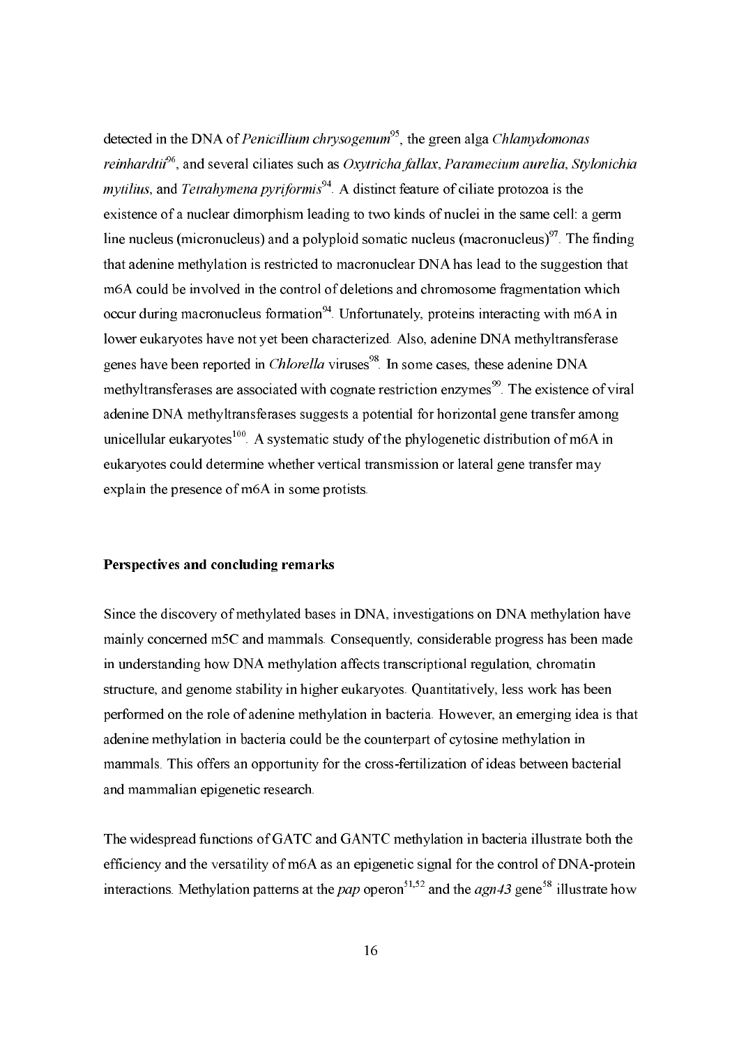detected in the DNA of *Penicillium chrysogenum*[95], the green alga *Chlamydomonas reinhardtii*[96], and several ciliates such as *Oxytricha fallax*, *Paramecium aurelia*, *Stylonichia mytilius*, and *Tetrahymena pyriformis*[94]. A distinct feature of ciliate protozoa is the existence of a nuclear dimorphism leading to two kinds of nuclei in the same cell: a germ line nucleus (micronucleus) and a polyploid somatic nucleus (macronucleus)[97]. The finding that adenine methylation is restricted to macronuclear DNA has lead to the suggestion that m6A could be involved in the control of deletions and chromosome fragmentation which occur during macronucleus formation[94]. Unfortunately, proteins interacting with m6A in lower eukaryotes have not yet been characterized. Also, adenine DNA methyltransferase genes have been reported in *Chlorella* viruses[98]. In some cases, these adenine DNA methyltransferases are associated with cognate restriction enzymes[99]. The existence of viral adenine DNA methyltransferases suggests a potential for horizontal gene transfer among unicellular eukaryotes[100]. A systematic study of the phylogenetic distribution of m6A in eukaryotes could determine whether vertical transmission or lateral gene transfer may explain the presence of m6A in some protists.

**Perspectives and concluding remarks**

Since the discovery of methylated bases in DNA, investigations on DNA methylation have mainly concerned m5C and mammals. Consequently, considerable progress has been made in understanding how DNA methylation affects transcriptional regulation, chromatin structure, and genome stability in higher eukaryotes. Quantitatively, less work has been performed on the role of adenine methylation in bacteria. However, an emerging idea is that adenine methylation in bacteria could be the counterpart of cytosine methylation in mammals. This offers an opportunity for the cross-fertilization of ideas between bacterial and mammalian epigenetic research.

The widespread functions of GATC and GANTC methylation in bacteria illustrate both the efficiency and the versatility of m6A as an epigenetic signal for the control of DNA-protein interactions. Methylation patterns at the *pap* operon[51,52] and the *agn43* gene[58] illustrate how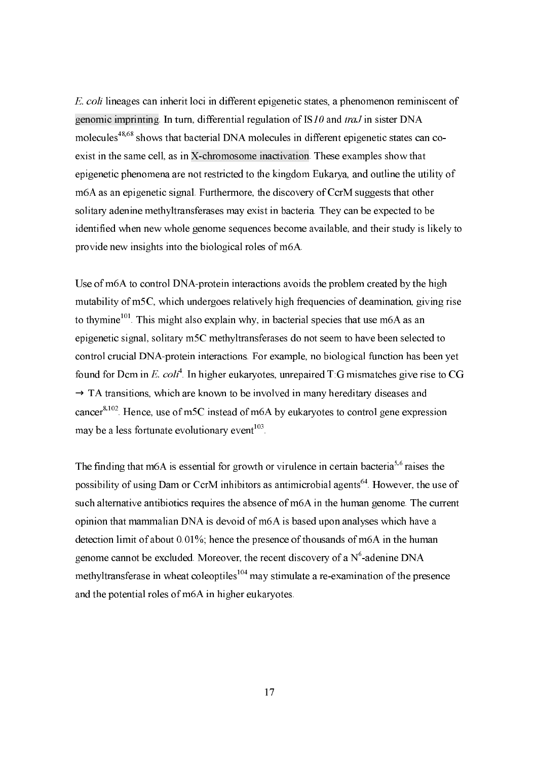*E. coli* lineages can inherit loci in different epigenetic states, a phenomenon reminiscent of genomic imprinting. In turn, differential regulation of IS*10* and *traJ* in sister DNA molecules[48,68] shows that bacterial DNA molecules in different epigenetic states can co-exist in the same cell, as in X-chromosome inactivation. These examples show that epigenetic phenomena are not restricted to the kingdom Eukarya, and outline the utility of m6A as an epigenetic signal. Furthermore, the discovery of CcrM suggests that other solitary adenine methyltransferases may exist in bacteria. They can be expected to be identified when new whole genome sequences become available, and their study is likely to provide new insights into the biological roles of m6A.

Use of m6A to control DNA-protein interactions avoids the problem created by the high mutability of m5C, which undergoes relatively high frequencies of deamination, giving rise to thymine[101]. This might also explain why, in bacterial species that use m6A as an epigenetic signal, solitary m5C methyltransferases do not seem to have been selected to control crucial DNA-protein interactions. For example, no biological function has been yet found for Dcm in *E. coli*[4]. In higher eukaryotes, unrepaired T:G mismatches give rise to CG → TA transitions, which are known to be involved in many hereditary diseases and cancer[8,102]. Hence, use of m5C instead of m6A by eukaryotes to control gene expression may be a less fortunate evolutionary event[103].

The finding that m6A is essential for growth or virulence in certain bacteria[5,6] raises the possibility of using Dam or CcrM inhibitors as antimicrobial agents[64]. However, the use of such alternative antibiotics requires the absence of m6A in the human genome. The current opinion that mammalian DNA is devoid of m6A is based upon analyses which have a detection limit of about 0.01%; hence the presence of thousands of m6A in the human genome cannot be excluded. Moreover, the recent discovery of a $N^6$-adenine DNA methyltransferase in wheat coleoptiles[104] may stimulate a re-examination of the presence and the potential roles of m6A in higher eukaryotes.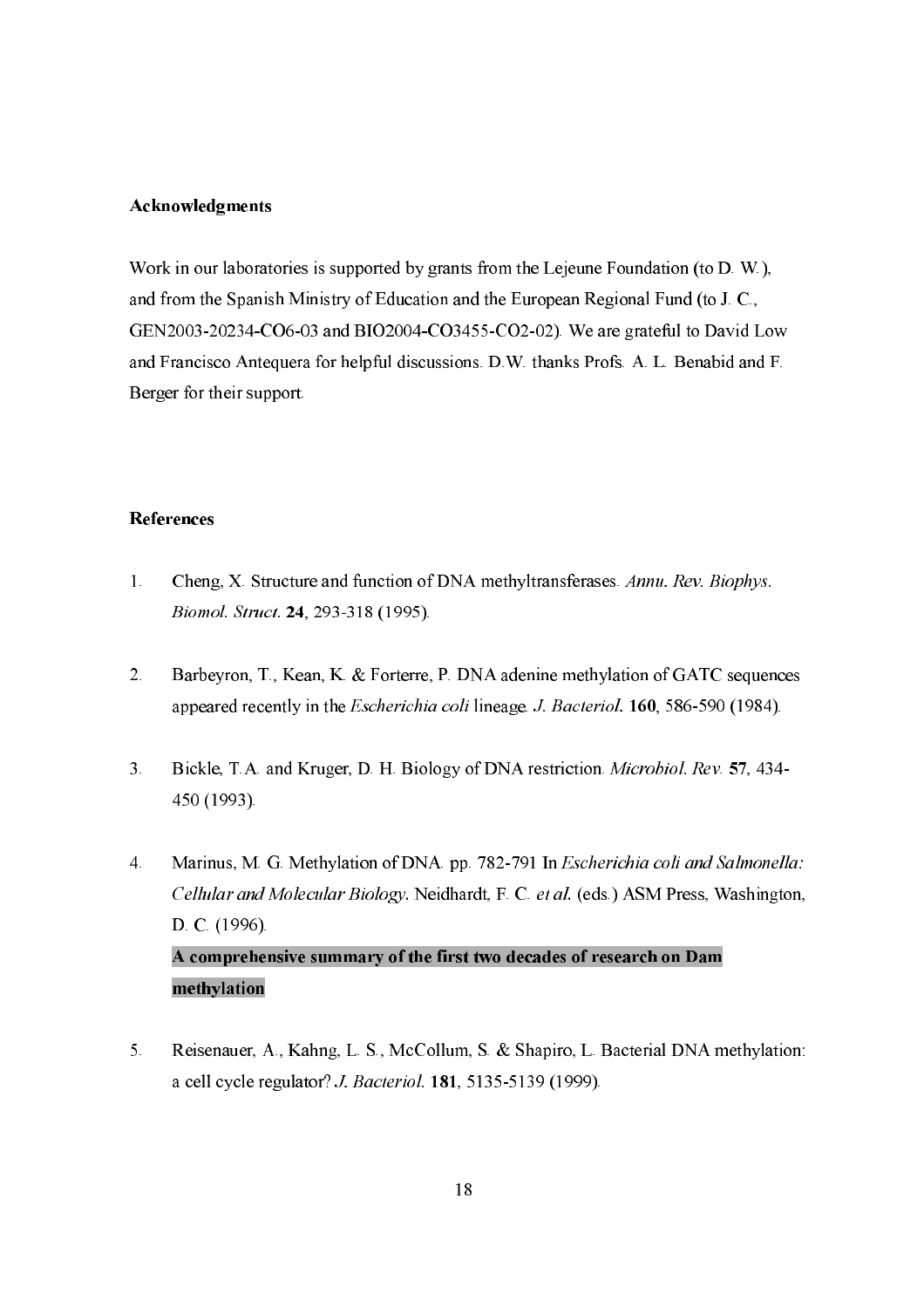**Acknowledgments**

Work in our laboratories is supported by grants from the Lejeune Foundation (to D. W.), and from the Spanish Ministry of Education and the European Regional Fund (to J. C., GEN2003-20234-CO6-03 and BIO2004-CO3455-CO2-02). We are grateful to David Low and Francisco Antequera for helpful discussions. D.W. thanks Profs. A. L. Benabid and F. Berger for their support.

**References**

1. Cheng, X. Structure and function of DNA methyltransferases. *Annu. Rev. Biophys. Biomol. Struct.* **24**, 293-318 (1995).

2. Barbeyron, T., Kean, K. & Forterre, P. DNA adenine methylation of GATC sequences appeared recently in the *Escherichia coli* lineage. *J. Bacteriol.* **160**, 586-590 (1984).

3. Bickle, T.A. and Kruger, D. H. Biology of DNA restriction. *Microbiol. Rev.* **57**, 434-450 (1993).

4. Marinus, M. G. Methylation of DNA. pp. 782-791 In *Escherichia coli and Salmonella: Cellular and Molecular Biology*. Neidhardt, F. C. *et al.* (eds.) ASM Press, Washington, D. C. (1996).
   **A comprehensive summary of the first two decades of research on Dam methylation**

5. Reisenauer, A., Kahng, L. S., McCollum, S. & Shapiro, L. Bacterial DNA methylation: a cell cycle regulator? *J. Bacteriol.* **181**, 5135-5139 (1999).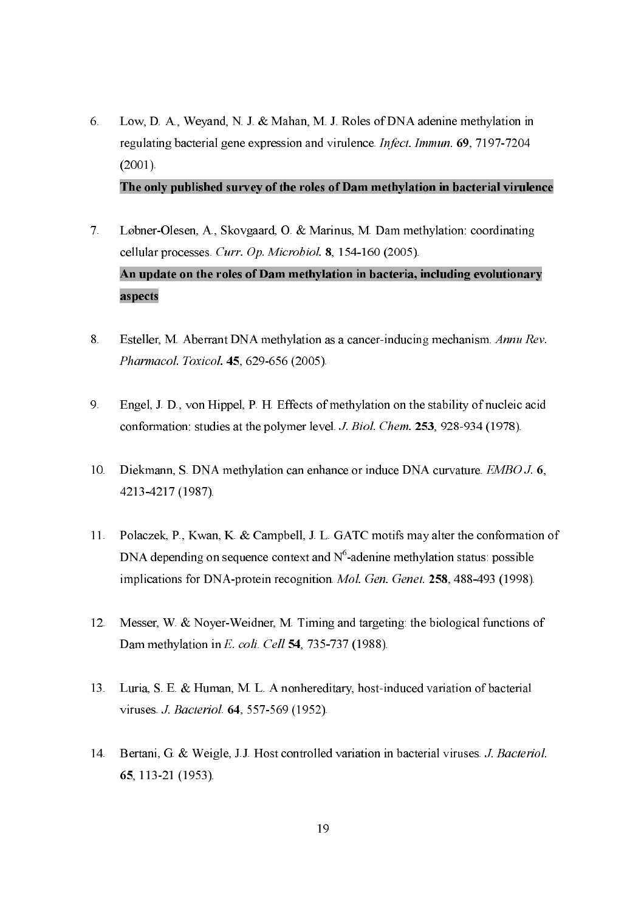6. Low, D. A., Weyand, N. J. & Mahan, M. J. Roles of DNA adenine methylation in regulating bacterial gene expression and virulence. *Infect. Immun.* **69**, 7197-7204 (2001).
   **The only published survey of the roles of Dam methylation in bacterial virulence**

7. Løbner-Olesen, A., Skovgaard, O. & Marinus, M. Dam methylation: coordinating cellular processes. *Curr. Op. Microbiol.* **8**, 154-160 (2005).
   **An update on the roles of Dam methylation in bacteria, including evolutionary aspects**

8. Esteller, M. Aberrant DNA methylation as a cancer-inducing mechanism. *Annu Rev. Pharmacol. Toxicol.* **45**, 629-656 (2005).

9. Engel, J. D., von Hippel, P. H. Effects of methylation on the stability of nucleic acid conformation: studies at the polymer level. *J. Biol. Chem.* **253**, 928-934 (1978).

10. Diekmann, S. DNA methylation can enhance or induce DNA curvature. *EMBO J.* **6**, 4213-4217 (1987).

11. Polaczek, P., Kwan, K. & Campbell, J. L. GATC motifs may alter the conformation of DNA depending on sequence context and $N^6$-adenine methylation status: possible implications for DNA-protein recognition. *Mol. Gen. Genet.* **258**, 488-493 (1998).

12. Messer, W. & Noyer-Weidner, M. Timing and targeting: the biological functions of Dam methylation in *E. coli*. *Cell* **54**, 735-737 (1988).

13. Luria, S. E. & Human, M. L. A nonhereditary, host-induced variation of bacterial viruses. *J. Bacteriol.* **64**, 557-569 (1952).

14. Bertani, G. & Weigle, J.J. Host controlled variation in bacterial viruses. *J. Bacteriol.* **65**, 113-21 (1953).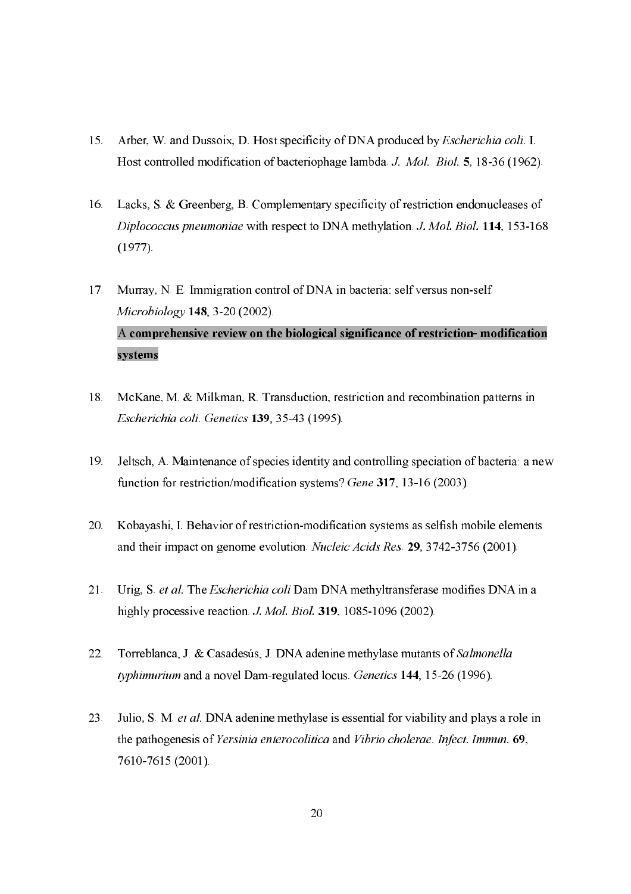15. Arber, W. and Dussoix, D. Host specificity of DNA produced by *Escherichia coli*. I. Host controlled modification of bacteriophage lambda. *J. Mol. Biol.* **5**, 18-36 (1962).

16. Lacks, S. & Greenberg, B. Complementary specificity of restriction endonucleases of *Diplococcus pneumoniae* with respect to DNA methylation. *J. Mol. Biol.* **114**, 153-168 (1977).

17. Murray, N. E. Immigration control of DNA in bacteria: self versus non-self. *Microbiology* **148**, 3-20 (2002).
    A **comprehensive review on the biological significance of restriction- modification systems**

18. McKane, M. & Milkman, R. Transduction, restriction and recombination patterns in *Escherichia coli*. *Genetics* **139**, 35-43 (1995).

19. Jeltsch, A. Maintenance of species identity and controlling speciation of bacteria: a new function for restriction/modification systems? *Gene* **317**, 13-16 (2003).

20. Kobayashi, I. Behavior of restriction-modification systems as selfish mobile elements and their impact on genome evolution. *Nucleic Acids Res.* **29**, 3742-3756 (2001).

21. Urig, S. *et al.* The *Escherichia coli* Dam DNA methyltransferase modifies DNA in a highly processive reaction. *J. Mol. Biol.* **319**, 1085-1096 (2002).

22. Torreblanca, J. & Casadesús, J. DNA adenine methylase mutants of *Salmonella typhimurium* and a novel Dam-regulated locus. *Genetics* **144**, 15-26 (1996).

23. Julio, S. M. *et al.* DNA adenine methylase is essential for viability and plays a role in the pathogenesis of *Yersinia enterocolitica* and *Vibrio cholerae*. *Infect. Immun.* **69**, 7610-7615 (2001).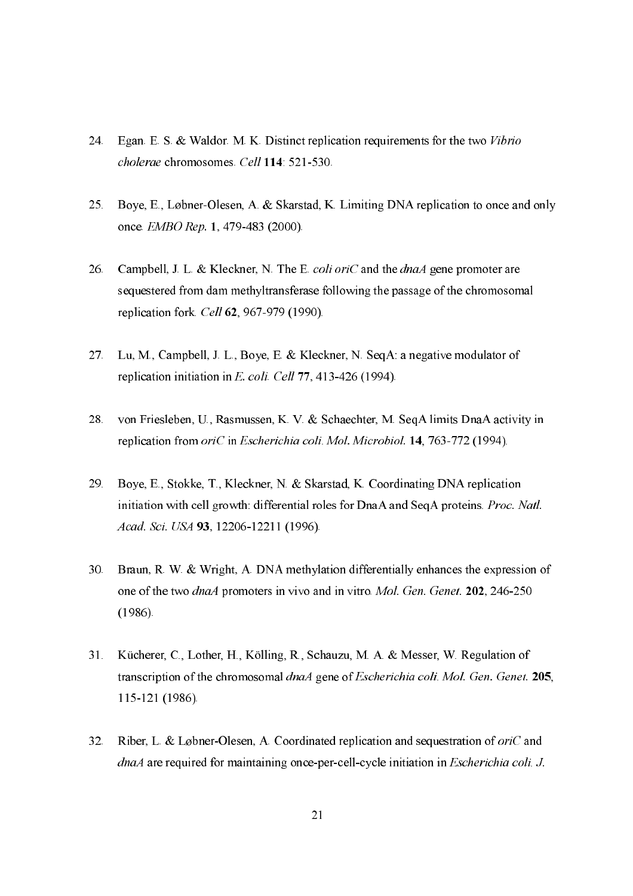24. Egan. E. S. & Waldor. M. K. Distinct replication requirements for the two *Vibrio cholerae* chromosomes. *Cell* **114**: 521-530.

25. Boye, E., Løbner-Olesen, A. & Skarstad, K. Limiting DNA replication to once and only once. *EMBO Rep.* **1**, 479-483 (2000).

26. Campbell, J. L. & Kleckner, N. The E. *coli oriC* and the *dnaA* gene promoter are sequestered from dam methyltransferase following the passage of the chromosomal replication fork. *Cell* **62**, 967-979 (1990).

27. Lu, M., Campbell, J. L., Boye, E. & Kleckner, N. SeqA: a negative modulator of replication initiation in *E. coli. Cell* **77**, 413-426 (1994).

28. von Friesleben, U., Rasmussen, K. V. & Schaechter, M. SeqA limits DnaA activity in replication from *oriC* in *Escherichia coli. Mol. Microbiol.* **14**, 763-772 (1994).

29. Boye, E., Stokke, T., Kleckner, N. & Skarstad, K. Coordinating DNA replication initiation with cell growth: differential roles for DnaA and SeqA proteins. *Proc. Natl. Acad. Sci. USA* **93**, 12206-12211 (1996).

30. Braun, R. W. & Wright, A. DNA methylation differentially enhances the expression of one of the two *dnaA* promoters in vivo and in vitro. *Mol. Gen. Genet.* **202**, 246-250 (1986).

31. Kücherer, C., Lother, H., Kölling, R., Schauzu, M. A. & Messer, W. Regulation of transcription of the chromosomal *dnaA* gene of *Escherichia coli. Mol. Gen. Genet.* **205**, 115-121 (1986).

32. Riber, L. & Løbner-Olesen, A. Coordinated replication and sequestration of *oriC* and *dnaA* are required for maintaining once-per-cell-cycle initiation in *Escherichia coli. J.*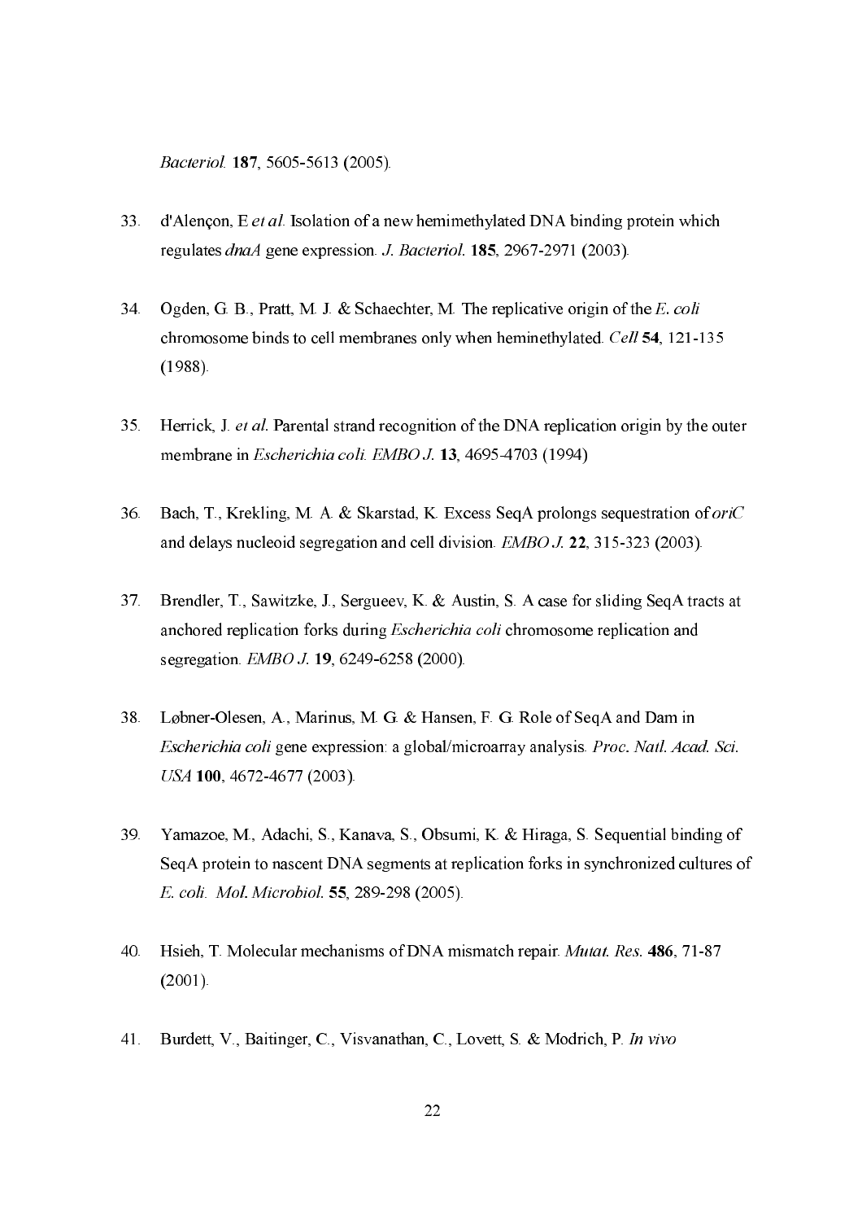*Bacteriol.* **187**, 5605-5613 (2005).

33. d'Alençon, E *et al.* Isolation of a new hemimethylated DNA binding protein which regulates *dnaA* gene expression. *J. Bacteriol.* **185**, 2967-2971 (2003).

34. Ogden, G. B., Pratt, M. J. & Schaechter, M. The replicative origin of the *E. coli* chromosome binds to cell membranes only when heminethylated. *Cell* **54**, 121-135 (1988).

35. Herrick, J. *et al.* Parental strand recognition of the DNA replication origin by the outer membrane in *Escherichia coli. EMBO J.* **13**, 4695-4703 (1994)

36. Bach, T., Krekling, M. A. & Skarstad, K. Excess SeqA prolongs sequestration of *oriC* and delays nucleoid segregation and cell division. *EMBO J.* **22**, 315-323 (2003).

37. Brendler, T., Sawitzke, J., Sergueev, K. & Austin, S. A case for sliding SeqA tracts at anchored replication forks during *Escherichia coli* chromosome replication and segregation. *EMBO J.* **19**, 6249-6258 (2000).

38. Løbner-Olesen, A., Marinus, M. G. & Hansen, F. G. Role of SeqA and Dam in *Escherichia coli* gene expression: a global/microarray analysis. *Proc. Natl. Acad. Sci. USA* **100**, 4672-4677 (2003).

39. Yamazoe, M., Adachi, S., Kanava, S., Obsumi, K. & Hiraga, S. Sequential binding of SeqA protein to nascent DNA segments at replication forks in synchronized cultures of *E. coli. Mol. Microbiol.* **55**, 289-298 (2005).

40. Hsieh, T. Molecular mechanisms of DNA mismatch repair. *Mutat. Res.* **486**, 71-87 (2001).

41. Burdett, V., Baitinger, C., Visvanathan, C., Lovett, S. & Modrich, P. *In vivo*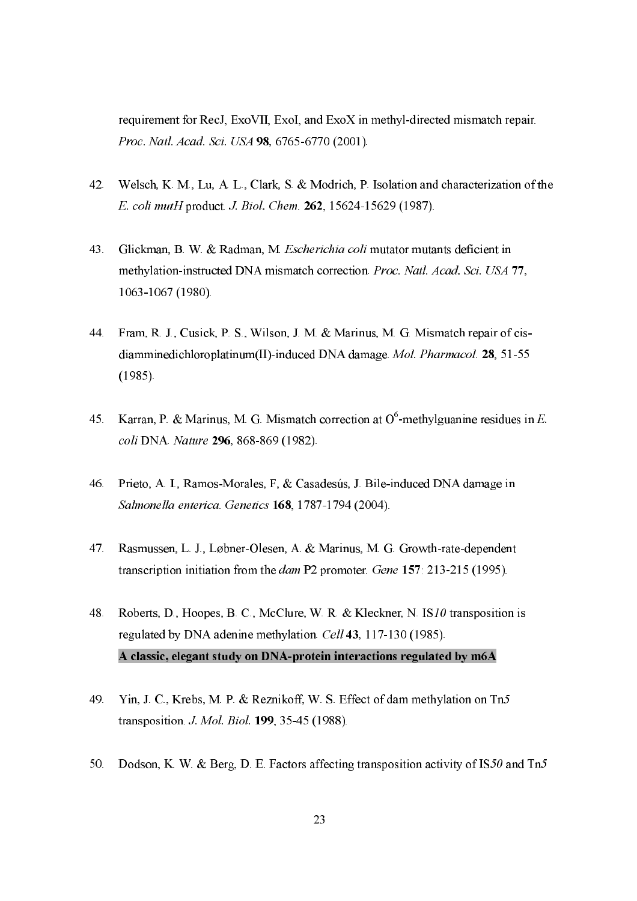requirement for RecJ, ExoVII, ExoI, and ExoX in methyl-directed mismatch repair. *Proc. Natl. Acad. Sci. USA* **98**, 6765-6770 (2001).

42. Welsch, K. M., Lu, A. L., Clark, S. & Modrich, P. Isolation and characterization of the *E. coli mutH* product. *J. Biol. Chem.* **262**, 15624-15629 (1987).

43. Glickman, B. W. & Radman, M. *Escherichia coli* mutator mutants deficient in methylation-instructed DNA mismatch correction. *Proc. Natl. Acad. Sci. USA* **77**, 1063-1067 (1980).

44. Fram, R. J., Cusick, P. S., Wilson, J. M. & Marinus, M. G. Mismatch repair of cis-diamminedichloroplatinum(II)-induced DNA damage. *Mol. Pharmacol.* **28**, 51-55 (1985).

45. Karran, P. & Marinus, M. G. Mismatch correction at $O^6$-methylguanine residues in *E. coli* DNA. *Nature* **296**, 868-869 (1982).

46. Prieto, A. I., Ramos-Morales, F, & Casadesús, J. Bile-induced DNA damage in *Salmonella enterica*. *Genetics* **168**, 1787-1794 (2004).

47. Rasmussen, L. J., Løbner-Olesen, A. & Marinus, M. G. Growth-rate-dependent transcription initiation from the *dam* P2 promoter. *Gene* **157**: 213-215 (1995).

48. Roberts, D., Hoopes, B. C., McClure, W. R. & Kleckner, N. IS*10* transposition is regulated by DNA adenine methylation. *Cell* **43**, 117-130 (1985).
**A classic, elegant study on DNA-protein interactions regulated by m6A**

49. Yin, J. C., Krebs, M. P. & Reznikoff, W. S. Effect of dam methylation on Tn*5* transposition. *J. Mol. Biol.* **199**, 35-45 (1988).

50. Dodson, K. W. & Berg, D. E. Factors affecting transposition activity of IS*50* and Tn*5*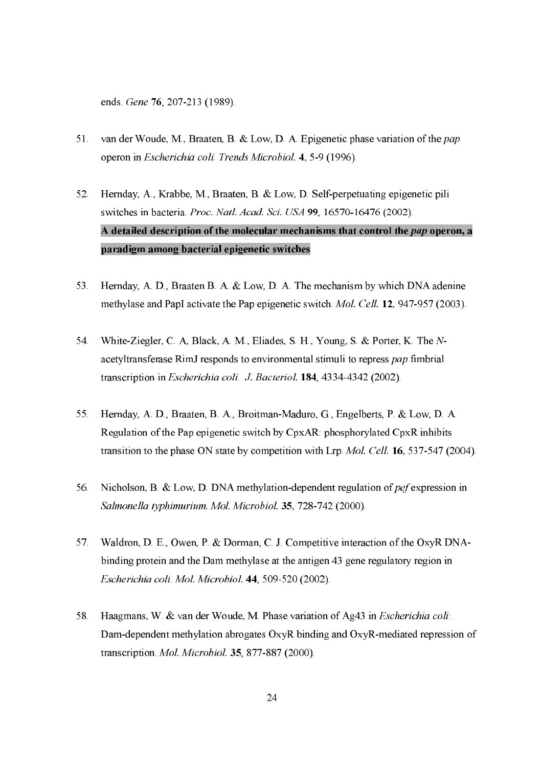ends. *Gene* **76**, 207-213 (1989).

51. van der Woude, M., Braaten, B. & Low, D. A. Epigenetic phase variation of the *pap* operon in *Escherichia coli*. *Trends Microbiol.* **4**, 5-9 (1996).

52. Hernday, A., Krabbe, M., Braaten, B. & Low, D. Self-perpetuating epigenetic pili switches in bacteria. *Proc. Natl. Acad. Sci. USA* **99**, 16570-16476 (2002).
    **A detailed description of the molecular mechanisms that control the *pap* operon, a paradigm among bacterial epigenetic switches**

53. Hernday, A. D., Braaten B. A. & Low, D. A. The mechanism by which DNA adenine methylase and PapI activate the Pap epigenetic switch. *Mol. Cell.* **12**, 947-957 (2003).

54. White-Ziegler, C. A, Black, A. M., Eliades, S. H., Young, S. & Porter, K. The *N*-acetyltransferase RimJ responds to environmental stimuli to repress *pap* fimbrial transcription in *Escherichia coli*. *J. Bacteriol.* **184**, 4334-4342 (2002).

55. Hernday, A. D., Braaten, B. A., Broitman-Maduro, G., Engelberts, P. & Low, D. A. Regulation of the Pap epigenetic switch by CpxAR: phosphorylated CpxR inhibits transition to the phase ON state by competition with Lrp. *Mol. Cell.* **16**, 537-547 (2004).

56. Nicholson, B. & Low, D. DNA methylation-dependent regulation of *pef* expression in *Salmonella typhimurium*. *Mol. Microbiol.* **35**, 728-742 (2000).

57. Waldron, D. E., Owen, P. & Dorman, C. J. Competitive interaction of the OxyR DNA-binding protein and the Dam methylase at the antigen 43 gene regulatory region in *Escherichia coli*. *Mol. Microbiol.* **44**, 509-520 (2002).

58. Haagmans, W. & van der Woude, M. Phase variation of Ag43 in *Escherichia coli*: Dam-dependent methylation abrogates OxyR binding and OxyR-mediated repression of transcription. *Mol. Microbiol.* **35**, 877-887 (2000).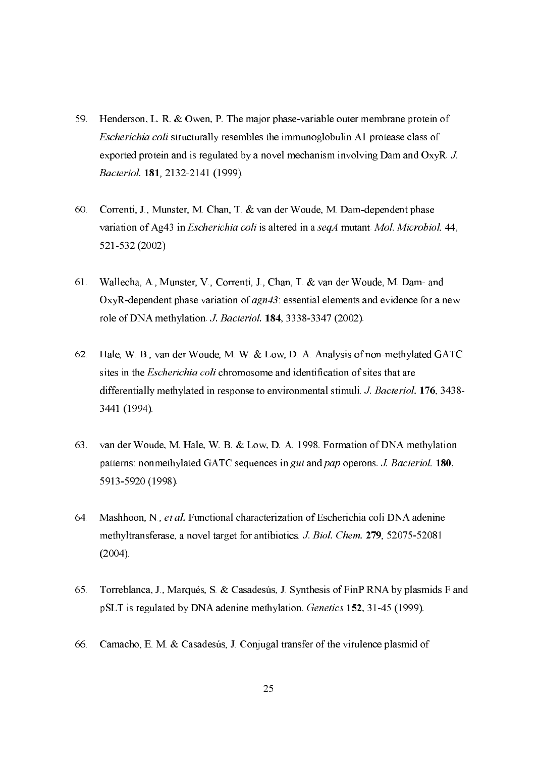59. Henderson, L. R. & Owen, P. The major phase-variable outer membrane protein of *Escherichia coli* structurally resembles the immunoglobulin A1 protease class of exported protein and is regulated by a novel mechanism involving Dam and OxyR. *J. Bacteriol.* **181**, 2132-2141 (1999).

60. Correnti, J., Munster, M. Chan, T. & van der Woude, M. Dam-dependent phase variation of Ag43 in *Escherichia coli* is altered in a *seqA* mutant. *Mol. Microbiol.* **44**, 521-532 (2002).

61. Wallecha, A., Munster, V., Correnti, J., Chan, T. & van der Woude, M. Dam- and OxyR-dependent phase variation of *agn43*: essential elements and evidence for a new role of DNA methylation. *J. Bacteriol.* **184**, 3338-3347 (2002).

62. Hale, W. B., van der Woude, M. W. & Low, D. A. Analysis of non-methylated GATC sites in the *Escherichia coli* chromosome and identification of sites that are differentially methylated in response to environmental stimuli. *J. Bacteriol.* **176**, 3438-3441 (1994).

63. van der Woude, M. Hale, W. B. & Low, D. A. 1998. Formation of DNA methylation patterns: nonmethylated GATC sequences in *gut* and *pap* operons. *J. Bacteriol.* **180**, 5913-5920 (1998).

64. Mashhoon, N., *et al.* Functional characterization of Escherichia coli DNA adenine methyltransferase, a novel target for antibiotics. *J. Biol. Chem.* **279**, 52075-52081 (2004).

65. Torreblanca, J., Marqués, S. & Casadesús, J. Synthesis of FinP RNA by plasmids F and pSLT is regulated by DNA adenine methylation. *Genetics* **152**, 31-45 (1999).

66. Camacho, E. M. & Casadesús, J. Conjugal transfer of the virulence plasmid of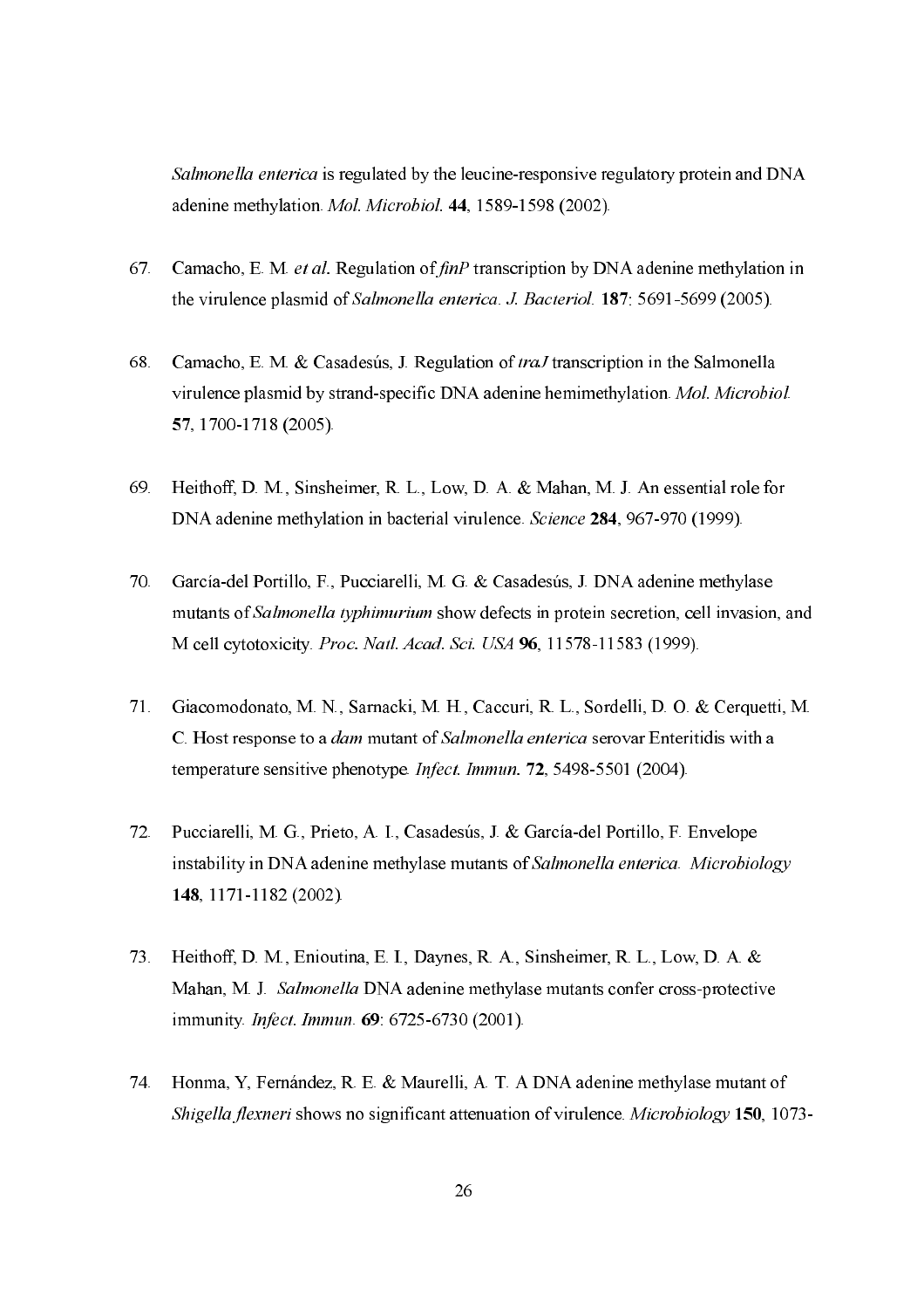*Salmonella enterica* is regulated by the leucine-responsive regulatory protein and DNA adenine methylation. *Mol. Microbiol.* **44**, 1589-1598 (2002).

67. Camacho, E. M. *et al.* Regulation of *finP* transcription by DNA adenine methylation in the virulence plasmid of *Salmonella enterica*. *J. Bacteriol.* **187**: 5691-5699 (2005).

68. Camacho, E. M. & Casadesús, J. Regulation of *traJ* transcription in the Salmonella virulence plasmid by strand-specific DNA adenine hemimethylation. *Mol. Microbiol.* **57**, 1700-1718 (2005).

69. Heithoff, D. M., Sinsheimer, R. L., Low, D. A. & Mahan, M. J. An essential role for DNA adenine methylation in bacterial virulence. *Science* **284**, 967-970 (1999).

70. García-del Portillo, F., Pucciarelli, M. G. & Casadesús, J. DNA adenine methylase mutants of *Salmonella typhimurium* show defects in protein secretion, cell invasion, and M cell cytotoxicity. *Proc. Natl. Acad. Sci. USA* **96**, 11578-11583 (1999).

71. Giacomodonato, M. N., Sarnacki, M. H., Caccuri, R. L., Sordelli, D. O. & Cerquetti, M. C. Host response to a *dam* mutant of *Salmonella enterica* serovar Enteritidis with a temperature sensitive phenotype. *Infect. Immun.* **72**, 5498-5501 (2004).

72. Pucciarelli, M. G., Prieto, A. I., Casadesús, J. & García-del Portillo, F. Envelope instability in DNA adenine methylase mutants of *Salmonella enterica*. *Microbiology* **148**, 1171-1182 (2002).

73. Heithoff, D. M., Enioutina, E. I., Daynes, R. A., Sinsheimer, R. L., Low, D. A. & Mahan, M. J. *Salmonella* DNA adenine methylase mutants confer cross-protective immunity. *Infect. Immun.* **69**: 6725-6730 (2001).

74. Honma, Y, Fernández, R. E. & Maurelli, A. T. A DNA adenine methylase mutant of *Shigella flexneri* shows no significant attenuation of virulence. *Microbiology* **150**, 1073-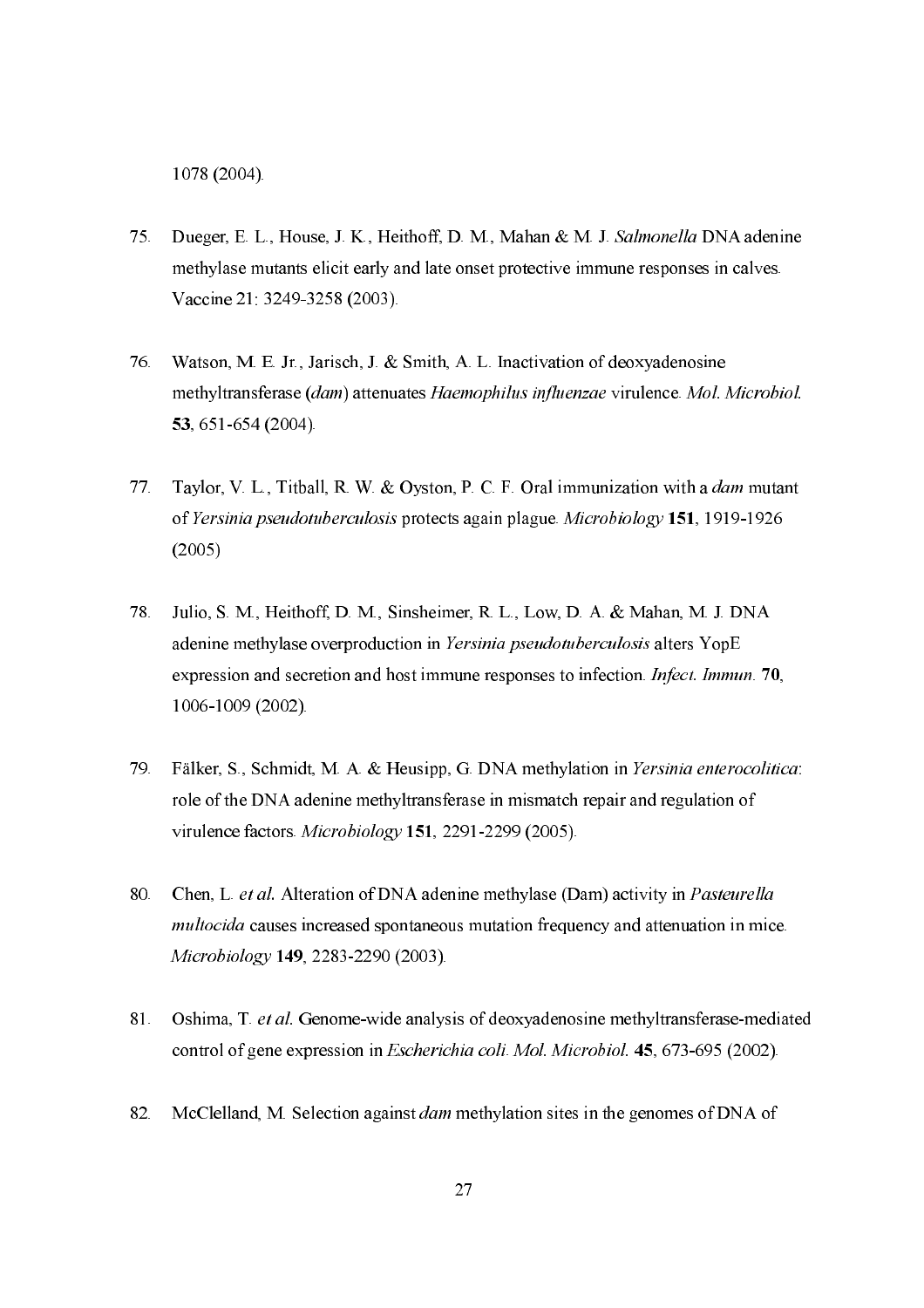1078 (2004).

75. Dueger, E. L., House, J. K., Heithoff, D. M., Mahan & M. J. *Salmonella* DNA adenine methylase mutants elicit early and late onset protective immune responses in calves. Vaccine 21: 3249-3258 (2003).

76. Watson, M. E. Jr., Jarisch, J. & Smith, A. L. Inactivation of deoxyadenosine methyltransferase (*dam*) attenuates *Haemophilus influenzae* virulence. *Mol. Microbiol.* **53**, 651-654 (2004).

77. Taylor, V. L., Titball, R. W. & Oyston, P. C. F. Oral immunization with a *dam* mutant of *Yersinia pseudotuberculosis* protects again plague. *Microbiology* **151**, 1919-1926 (2005)

78. Julio, S. M., Heithoff, D. M., Sinsheimer, R. L., Low, D. A. & Mahan, M. J. DNA adenine methylase overproduction in *Yersinia pseudotuberculosis* alters YopE expression and secretion and host immune responses to infection. *Infect. Immun.* **70**, 1006-1009 (2002).

79. Fälker, S., Schmidt, M. A. & Heusipp, G. DNA methylation in *Yersinia enterocolitica*: role of the DNA adenine methyltransferase in mismatch repair and regulation of virulence factors. *Microbiology* **151**, 2291-2299 (2005).

80. Chen, L. *et al.* Alteration of DNA adenine methylase (Dam) activity in *Pasteurella multocida* causes increased spontaneous mutation frequency and attenuation in mice. *Microbiology* **149**, 2283-2290 (2003).

81. Oshima, T. *et al.* Genome-wide analysis of deoxyadenosine methyltransferase-mediated control of gene expression in *Escherichia coli*. *Mol. Microbiol.* **45**, 673-695 (2002).

82. McClelland, M. Selection against *dam* methylation sites in the genomes of DNA of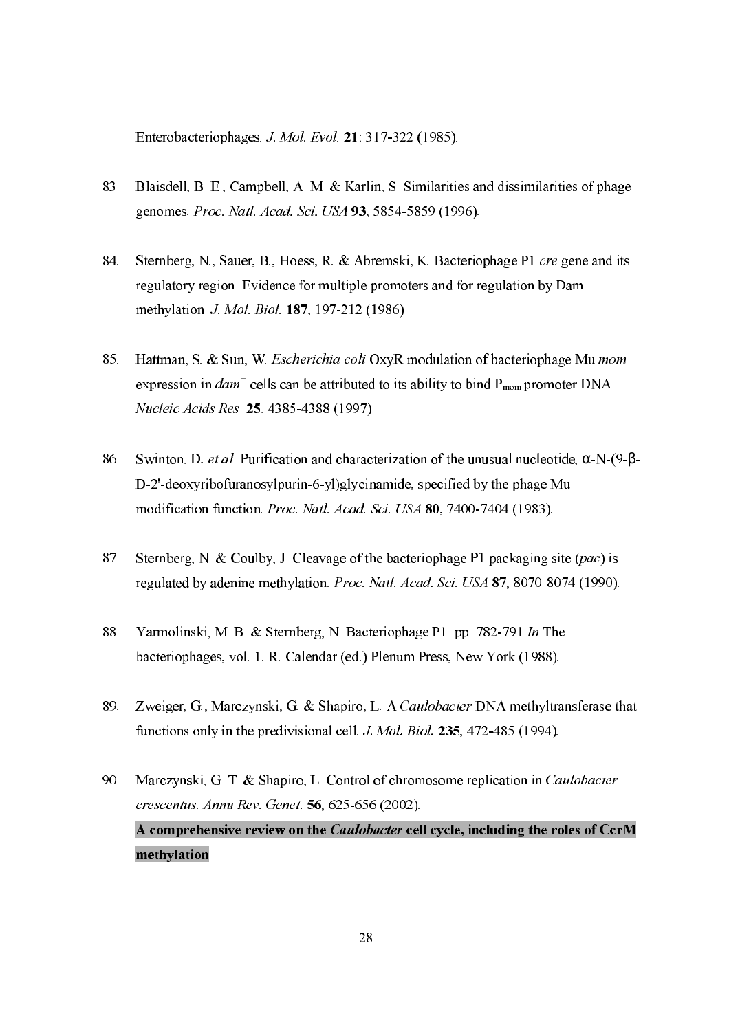Enterobacteriophages. *J. Mol. Evol.* **21**: 317-322 (1985).

83. Blaisdell, B. E., Campbell, A. M. & Karlin, S. Similarities and dissimilarities of phage genomes. *Proc. Natl. Acad. Sci. USA* **93**, 5854-5859 (1996).

84. Sternberg, N., Sauer, B., Hoess, R. & Abremski, K. Bacteriophage P1 *cre* gene and its regulatory region. Evidence for multiple promoters and for regulation by Dam methylation. *J. Mol. Biol.* **187**, 197-212 (1986).

85. Hattman, S. & Sun, W. *Escherichia coli* OxyR modulation of bacteriophage Mu *mom* expression in *dam*$^{+}$ cells can be attributed to its ability to bind $P_{mom}$ promoter DNA. *Nucleic Acids Res.* **25**, 4385-4388 (1997).

86. Swinton, D. *et al.* Purification and characterization of the unusual nucleotide, α-N-(9-β-D-2'-deoxyribofuranosylpurin-6-yl)glycinamide, specified by the phage Mu modification function. *Proc. Natl. Acad. Sci. USA* **80**, 7400-7404 (1983).

87. Sternberg, N. & Coulby, J. Cleavage of the bacteriophage P1 packaging site (*pac*) is regulated by adenine methylation. *Proc. Natl. Acad. Sci. USA* **87**, 8070-8074 (1990).

88. Yarmolinski, M. B. & Sternberg, N. Bacteriophage P1. pp. 782-791 *In* The bacteriophages, vol. 1. R. Calendar (ed.) Plenum Press, New York (1988).

89. Zweiger, G., Marczynski, G. & Shapiro, L. A *Caulobacter* DNA methyltransferase that functions only in the predivisional cell. *J. Mol. Biol.* **235**, 472-485 (1994).

90. Marczynski, G. T. & Shapiro, L. Control of chromosome replication in *Caulobacter crescentus*. *Annu Rev. Genet.* **56**, 625-656 (2002).
**A comprehensive review on the *Caulobacter* cell cycle, including the roles of CcrM methylation**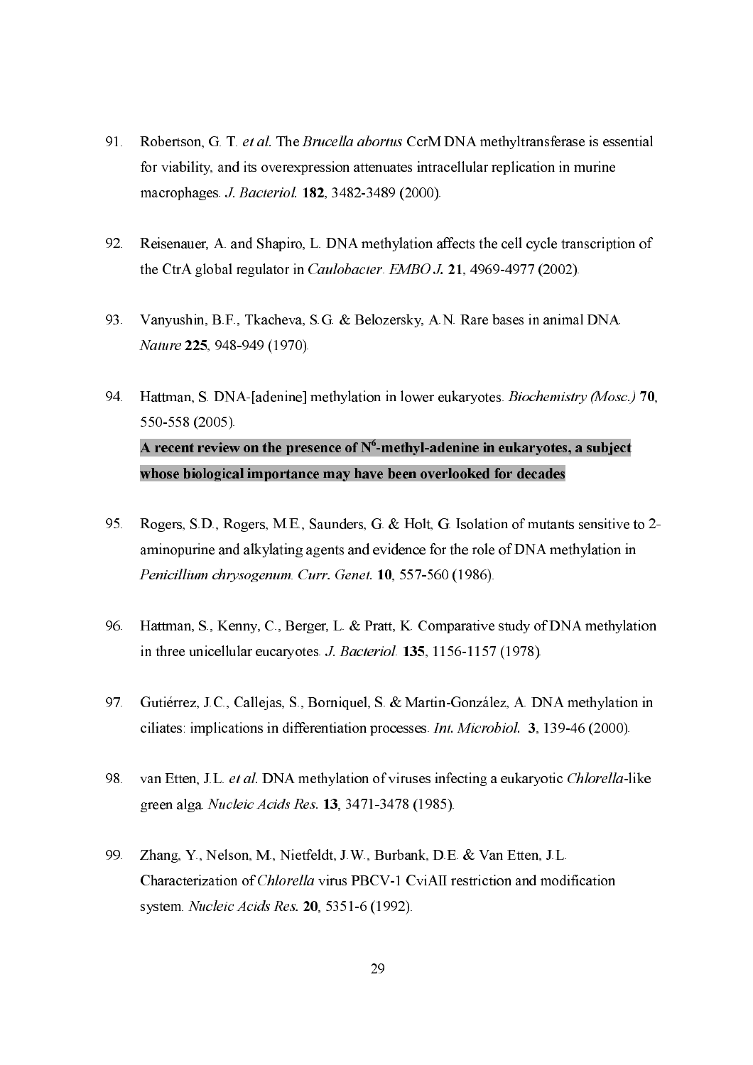91. Robertson, G. T. *et al.* The *Brucella abortus* CcrM DNA methyltransferase is essential for viability, and its overexpression attenuates intracellular replication in murine macrophages. *J. Bacteriol.* **182**, 3482-3489 (2000).

92. Reisenauer, A. and Shapiro, L. DNA methylation affects the cell cycle transcription of the CtrA global regulator in *Caulobacter*. *EMBO J.* **21**, 4969-4977 (2002).

93. Vanyushin, B.F., Tkacheva, S.G. & Belozersky, A.N. Rare bases in animal DNA. *Nature* **225**, 948-949 (1970).

94. Hattman, S. DNA-[adenine] methylation in lower eukaryotes. *Biochemistry (Mosc.)* **70**, 550-558 (2005).
**A recent review on the presence of $N^6$-methyl-adenine in eukaryotes, a subject whose biological importance may have been overlooked for decades**

95. Rogers, S.D., Rogers, M.E., Saunders, G. & Holt, G. Isolation of mutants sensitive to 2-aminopurine and alkylating agents and evidence for the role of DNA methylation in *Penicillium chrysogenum*. *Curr. Genet.* **10**, 557-560 (1986).

96. Hattman, S., Kenny, C., Berger, L. & Pratt, K. Comparative study of DNA methylation in three unicellular eucaryotes. *J. Bacteriol.* **135**, 1156-1157 (1978).

97. Gutiérrez, J.C., Callejas, S., Borniquel, S. & Martin-González, A. DNA methylation in ciliates: implications in differentiation processes. *Int. Microbiol.* **3**, 139-46 (2000).

98. van Etten, J.L. *et al.* DNA methylation of viruses infecting a eukaryotic *Chlorella*-like green alga. *Nucleic Acids Res.* **13**, 3471-3478 (1985).

99. Zhang, Y., Nelson, M., Nietfeldt, J.W., Burbank, D.E. & Van Etten, J.L. Characterization of *Chlorella* virus PBCV-1 CviAII restriction and modification system. *Nucleic Acids Res.* **20**, 5351-6 (1992).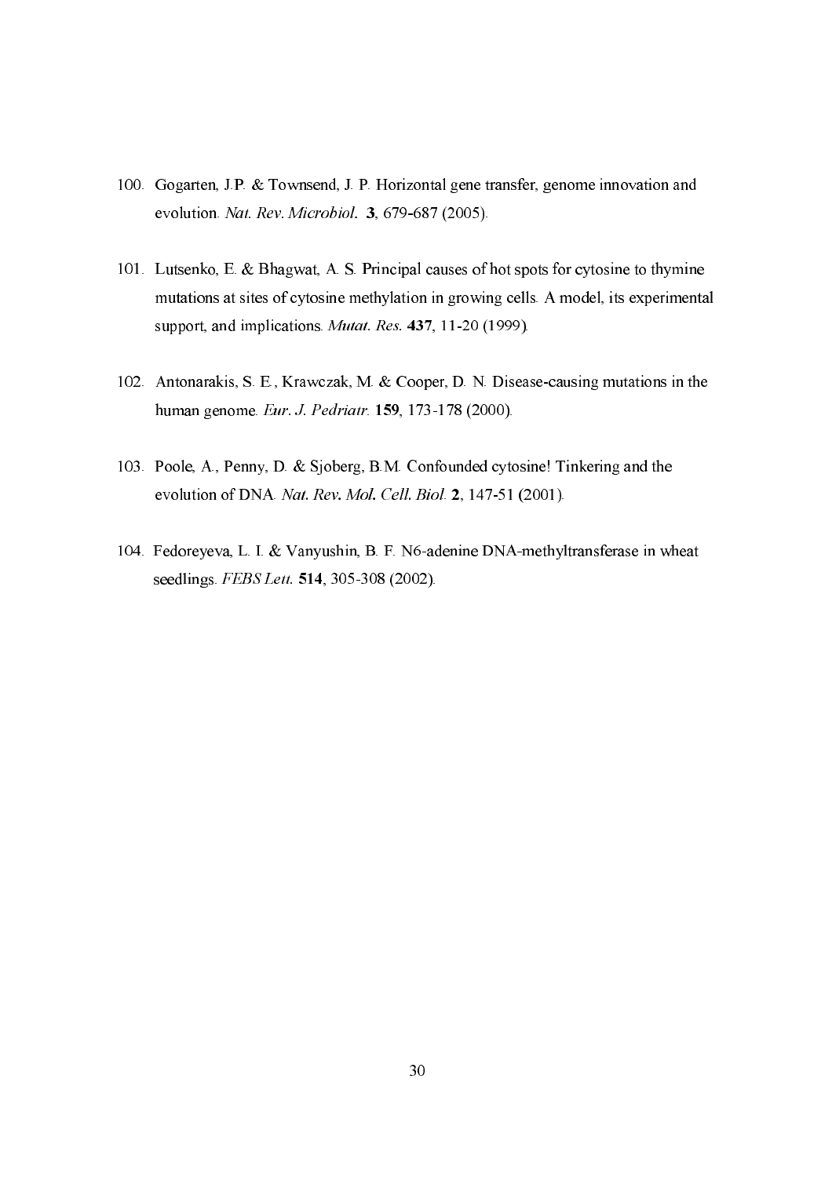100. Gogarten, J.P. & Townsend, J. P. Horizontal gene transfer, genome innovation and evolution. *Nat. Rev. Microbiol.* **3**, 679-687 (2005).

101. Lutsenko, E. & Bhagwat, A. S. Principal causes of hot spots for cytosine to thymine mutations at sites of cytosine methylation in growing cells. A model, its experimental support, and implications. *Mutat. Res.* **437**, 11-20 (1999).

102. Antonarakis, S. E., Krawczak, M. & Cooper, D. N. Disease-causing mutations in the human genome. *Eur. J. Pedriatr.* **159**, 173-178 (2000).

103. Poole, A., Penny, D. & Sjoberg, B.M. Confounded cytosine! Tinkering and the evolution of DNA. *Nat. Rev. Mol. Cell. Biol.* **2**, 147-51 (2001).

104. Fedoreyeva, L. I. & Vanyushin, B. F. N6-adenine DNA-methyltransferase in wheat seedlings. *FEBS Lett.* **514**, 305-308 (2002).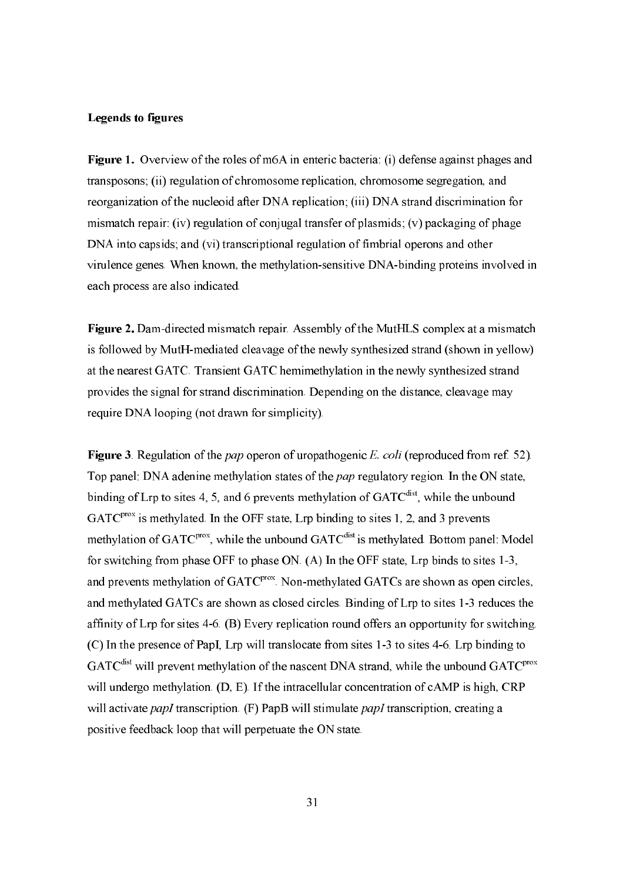**Legends to figures**

**Figure 1.** Overview of the roles of m6A in enteric bacteria: (i) defense against phages and transposons; (ii) regulation of chromosome replication, chromosome segregation, and reorganization of the nucleoid after DNA replication; (iii) DNA strand discrimination for mismatch repair: (iv) regulation of conjugal transfer of plasmids; (v) packaging of phage DNA into capsids; and (vi) transcriptional regulation of fimbrial operons and other virulence genes. When known, the methylation-sensitive DNA-binding proteins involved in each process are also indicated.

**Figure 2.** Dam-directed mismatch repair. Assembly of the MutHLS complex at a mismatch is followed by MutH-mediated cleavage of the newly synthesized strand (shown in yellow) at the nearest GATC. Transient GATC hemimethylation in the newly synthesized strand provides the signal for strand discrimination. Depending on the distance, cleavage may require DNA looping (not drawn for simplicity).

**Figure 3**. Regulation of the *pap* operon of uropathogenic *E. coli* (reproduced from ref. 52). Top panel: DNA adenine methylation states of the *pap* regulatory region. In the ON state, binding of Lrp to sites 4, 5, and 6 prevents methylation of $GATC^{dist}$, while the unbound $GATC^{prox}$ is methylated. In the OFF state, Lrp binding to sites 1, 2, and 3 prevents methylation of $GATC^{prox}$, while the unbound $GATC^{dist}$ is methylated. Bottom panel: Model for switching from phase OFF to phase ON. (A) In the OFF state, Lrp binds to sites 1-3, and prevents methylation of $GATC^{prox}$. Non-methylated GATCs are shown as open circles, and methylated GATCs are shown as closed circles. Binding of Lrp to sites 1-3 reduces the affinity of Lrp for sites 4-6. (B) Every replication round offers an opportunity for switching. (C) In the presence of PapI, Lrp will translocate from sites 1-3 to sites 4-6. Lrp binding to $GATC^{dist}$ will prevent methylation of the nascent DNA strand, while the unbound $GATC^{prox}$ will undergo methylation. (D, E). If the intracellular concentration of cAMP is high, CRP will activate *papI* transcription. (F) PapB will stimulate *papI* transcription, creating a positive feedback loop that will perpetuate the ON state.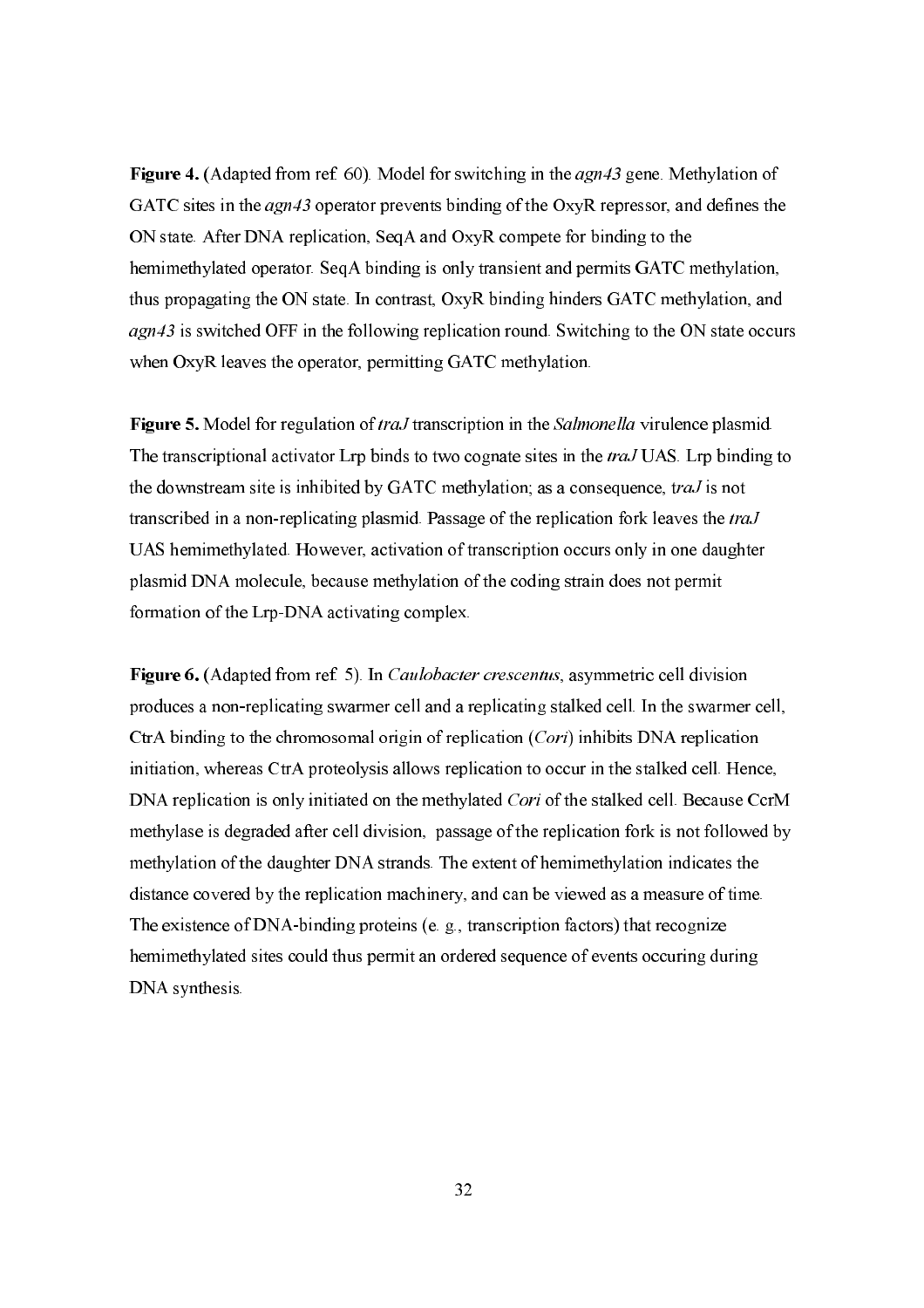**Figure 4.** (Adapted from ref. 60). Model for switching in the *agn43* gene. Methylation of GATC sites in the *agn43* operator prevents binding of the OxyR repressor, and defines the ON state. After DNA replication, SeqA and OxyR compete for binding to the hemimethylated operator. SeqA binding is only transient and permits GATC methylation, thus propagating the ON state. In contrast, OxyR binding hinders GATC methylation, and *agn43* is switched OFF in the following replication round. Switching to the ON state occurs when OxyR leaves the operator, permitting GATC methylation.

**Figure 5.** Model for regulation of *traJ* transcription in the *Salmonella* virulence plasmid. The transcriptional activator Lrp binds to two cognate sites in the *traJ* UAS. Lrp binding to the downstream site is inhibited by GATC methylation; as a consequence, *traJ* is not transcribed in a non-replicating plasmid. Passage of the replication fork leaves the *traJ* UAS hemimethylated. However, activation of transcription occurs only in one daughter plasmid DNA molecule, because methylation of the coding strain does not permit formation of the Lrp-DNA activating complex.

**Figure 6.** (Adapted from ref. 5). In *Caulobacter crescentus*, asymmetric cell division produces a non-replicating swarmer cell and a replicating stalked cell. In the swarmer cell, CtrA binding to the chromosomal origin of replication (*Cori*) inhibits DNA replication initiation, whereas CtrA proteolysis allows replication to occur in the stalked cell. Hence, DNA replication is only initiated on the methylated *Cori* of the stalked cell. Because CcrM methylase is degraded after cell division, passage of the replication fork is not followed by methylation of the daughter DNA strands. The extent of hemimethylation indicates the distance covered by the replication machinery, and can be viewed as a measure of time. The existence of DNA-binding proteins (e. g., transcription factors) that recognize hemimethylated sites could thus permit an ordered sequence of events occuring during DNA synthesis.